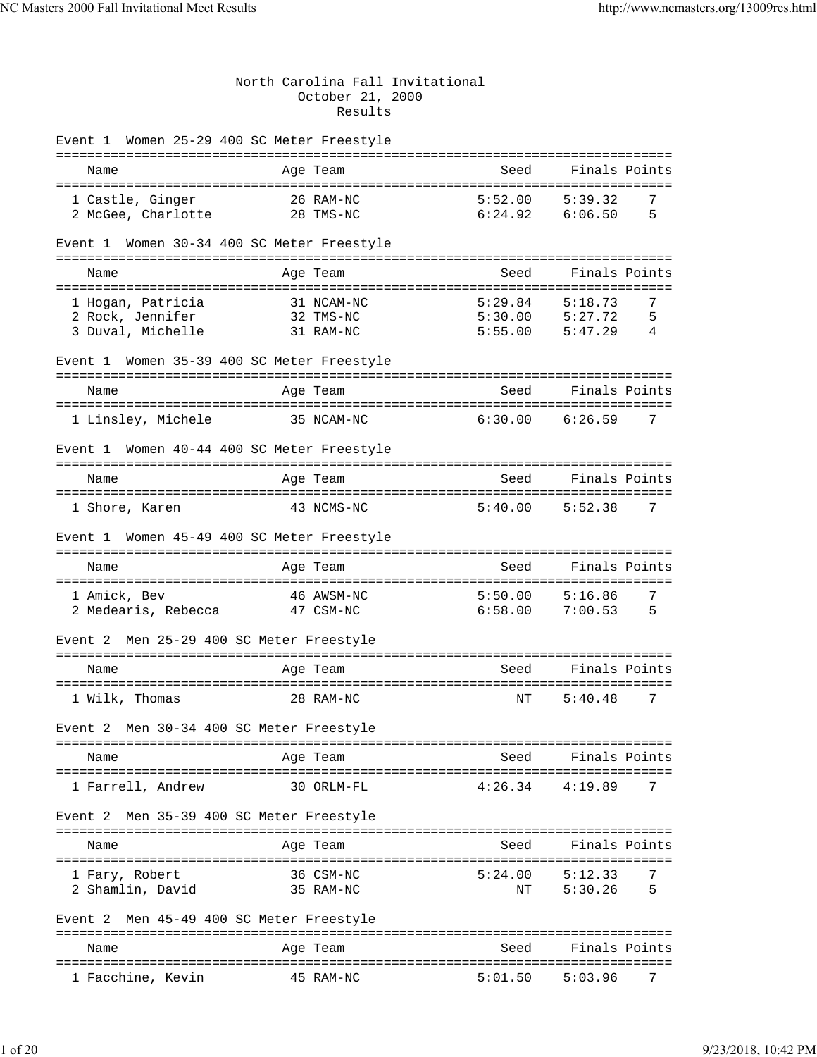# North Carolina Fall Invitational

October 21, 2000

Results

### Event 1 Women 25-29 400 SC Meter Freestyle

| | Name | Age | Team | Seed | Finals | Points |
|---|---|---|---|---|---|---|
| 1 | Castle, Ginger | 26 | RAM-NC | 5:52.00 | 5:39.32 | 7 |
| 2 | McGee, Charlotte | 28 | TMS-NC | 6:24.92 | 6:06.50 | 5 |

### Event 1 Women 30-34 400 SC Meter Freestyle

| | Name | Age | Team | Seed | Finals | Points |
|---|---|---|---|---|---|---|
| 1 | Hogan, Patricia | 31 | NCAM-NC | 5:29.84 | 5:18.73 | 7 |
| 2 | Rock, Jennifer | 32 | TMS-NC | 5:30.00 | 5:27.72 | 5 |
| 3 | Duval, Michelle | 31 | RAM-NC | 5:55.00 | 5:47.29 | 4 |

### Event 1 Women 35-39 400 SC Meter Freestyle

| | Name | Age | Team | Seed | Finals | Points |
|---|---|---|---|---|---|---|
| 1 | Linsley, Michele | 35 | NCAM-NC | 6:30.00 | 6:26.59 | 7 |

### Event 1 Women 40-44 400 SC Meter Freestyle

| | Name | Age | Team | Seed | Finals | Points |
|---|---|---|---|---|---|---|
| 1 | Shore, Karen | 43 | NCMS-NC | 5:40.00 | 5:52.38 | 7 |

### Event 1 Women 45-49 400 SC Meter Freestyle

| | Name | Age | Team | Seed | Finals | Points |
|---|---|---|---|---|---|---|
| 1 | Amick, Bev | 46 | AWSM-NC | 5:50.00 | 5:16.86 | 7 |
| 2 | Medearis, Rebecca | 47 | CSM-NC | 6:58.00 | 7:00.53 | 5 |

### Event 2 Men 25-29 400 SC Meter Freestyle

| | Name | Age | Team | Seed | Finals | Points |
|---|---|---|---|---|---|---|
| 1 | Wilk, Thomas | 28 | RAM-NC | NT | 5:40.48 | 7 |

### Event 2 Men 30-34 400 SC Meter Freestyle

| | Name | Age | Team | Seed | Finals | Points |
|---|---|---|---|---|---|---|
| 1 | Farrell, Andrew | 30 | ORLM-FL | 4:26.34 | 4:19.89 | 7 |

### Event 2 Men 35-39 400 SC Meter Freestyle

| | Name | Age | Team | Seed | Finals | Points |
|---|---|---|---|---|---|---|
| 1 | Fary, Robert | 36 | CSM-NC | 5:24.00 | 5:12.33 | 7 |
| 2 | Shamlin, David | 35 | RAM-NC | NT | 5:30.26 | 5 |

### Event 2 Men 45-49 400 SC Meter Freestyle

| | Name | Age | Team | Seed | Finals | Points |
|---|---|---|---|---|---|---|
| 1 | Facchine, Kevin | 45 | RAM-NC | 5:01.50 | 5:03.96 | 7 |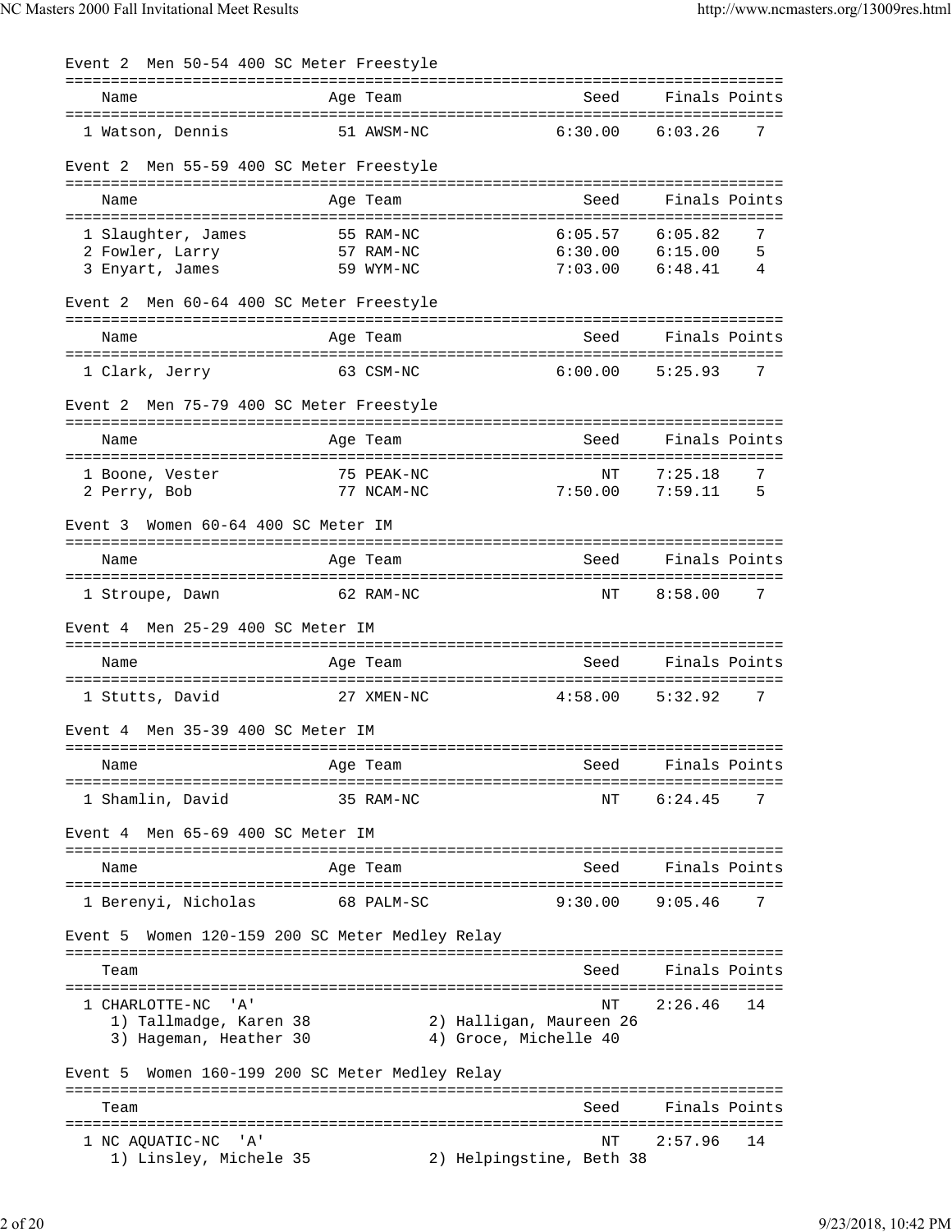### Event 2 Men 50-54 400 SC Meter Freestyle

| Name | Age | Team | Seed | Finals | Points |
|---|---|---|---|---|---|
| 1 Watson, Dennis | 51 | AWSM-NC | 6:30.00 | 6:03.26 | 7 |

### Event 2 Men 55-59 400 SC Meter Freestyle

| Name | Age | Team | Seed | Finals | Points |
|---|---|---|---|---|---|
| 1 Slaughter, James | 55 | RAM-NC | 6:05.57 | 6:05.82 | 7 |
| 2 Fowler, Larry | 57 | RAM-NC | 6:30.00 | 6:15.00 | 5 |
| 3 Enyart, James | 59 | WYM-NC | 7:03.00 | 6:48.41 | 4 |

### Event 2 Men 60-64 400 SC Meter Freestyle

| Name | Age | Team | Seed | Finals | Points |
|---|---|---|---|---|---|
| 1 Clark, Jerry | 63 | CSM-NC | 6:00.00 | 5:25.93 | 7 |

### Event 2 Men 75-79 400 SC Meter Freestyle

| Name | Age | Team | Seed | Finals | Points |
|---|---|---|---|---|---|
| 1 Boone, Vester | 75 | PEAK-NC | NT | 7:25.18 | 7 |
| 2 Perry, Bob | 77 | NCAM-NC | 7:50.00 | 7:59.11 | 5 |

### Event 3 Women 60-64 400 SC Meter IM

| Name | Age | Team | Seed | Finals | Points |
|---|---|---|---|---|---|
| 1 Stroupe, Dawn | 62 | RAM-NC | NT | 8:58.00 | 7 |

### Event 4 Men 25-29 400 SC Meter IM

| Name | Age | Team | Seed | Finals | Points |
|---|---|---|---|---|---|
| 1 Stutts, David | 27 | XMEN-NC | 4:58.00 | 5:32.92 | 7 |

### Event 4 Men 35-39 400 SC Meter IM

| Name | Age | Team | Seed | Finals | Points |
|---|---|---|---|---|---|
| 1 Shamlin, David | 35 | RAM-NC | NT | 6:24.45 | 7 |

### Event 4 Men 65-69 400 SC Meter IM

| Name | Age | Team | Seed | Finals | Points |
|---|---|---|---|---|---|
| 1 Berenyi, Nicholas | 68 | PALM-SC | 9:30.00 | 9:05.46 | 7 |

### Event 5 Women 120-159 200 SC Meter Medley Relay

| Team | Seed | Finals | Points |
|---|---|---|---|
| 1 CHARLOTTE-NC 'A' | NT | 2:26.46 | 14 |

1) Tallmadge, Karen 38 2) Halligan, Maureen 26
3) Hageman, Heather 30 4) Groce, Michelle 40

### Event 5 Women 160-199 200 SC Meter Medley Relay

| Team | Seed | Finals | Points |
|---|---|---|---|
| 1 NC AQUATIC-NC 'A' | NT | 2:57.96 | 14 |

1) Linsley, Michele 35 2) Helpingstine, Beth 38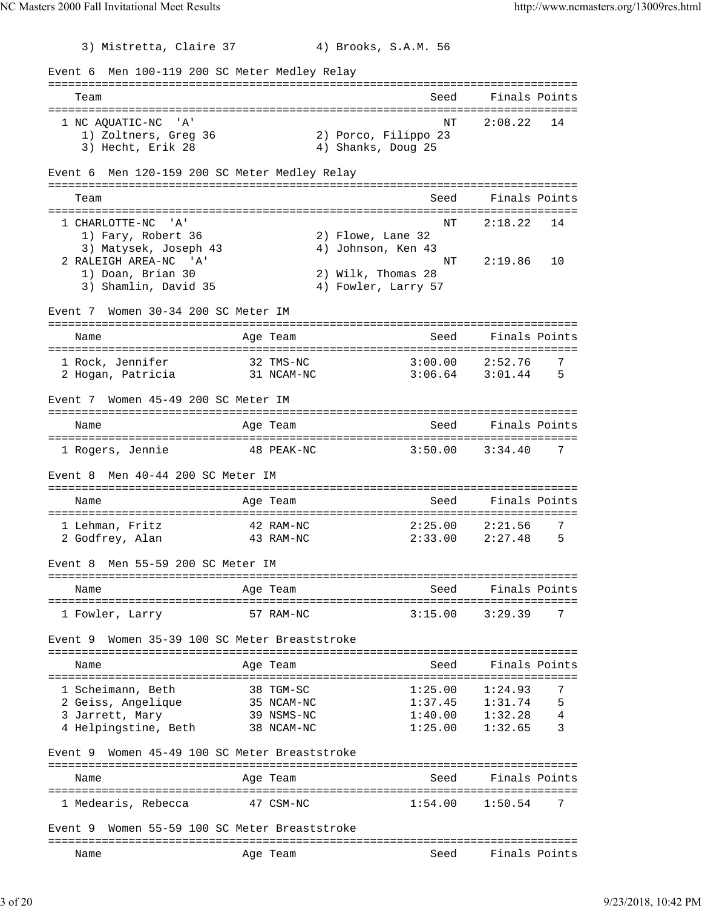3) Mistretta, Claire 37    4) Brooks, S.A.M. 56

## Event 6 Men 100-119 200 SC Meter Medley Relay

| Team | Seed | Finals | Points |
|---|---|---|---|
| 1 NC AQUATIC-NC 'A' | NT | 2:08.22 | 14 |
| 1) Zoltners, Greg 36    2) Porco, Filippo 23 | | | |
| 3) Hecht, Erik 28    4) Shanks, Doug 25 | | | |

## Event 6 Men 120-159 200 SC Meter Medley Relay

| Team | Seed | Finals | Points |
|---|---|---|---|
| 1 CHARLOTTE-NC 'A' | NT | 2:18.22 | 14 |
| 1) Fary, Robert 36    2) Flowe, Lane 32 | | | |
| 3) Matysek, Joseph 43    4) Johnson, Ken 43 | | | |
| 2 RALEIGH AREA-NC 'A' | NT | 2:19.86 | 10 |
| 1) Doan, Brian 30    2) Wilk, Thomas 28 | | | |
| 3) Shamlin, David 35    4) Fowler, Larry 57 | | | |

## Event 7 Women 30-34 200 SC Meter IM

| Name | Age | Team | Seed | Finals | Points |
|---|---|---|---|---|---|
| 1 Rock, Jennifer | 32 | TMS-NC | 3:00.00 | 2:52.76 | 7 |
| 2 Hogan, Patricia | 31 | NCAM-NC | 3:06.64 | 3:01.44 | 5 |

## Event 7 Women 45-49 200 SC Meter IM

| Name | Age | Team | Seed | Finals | Points |
|---|---|---|---|---|---|
| 1 Rogers, Jennie | 48 | PEAK-NC | 3:50.00 | 3:34.40 | 7 |

## Event 8 Men 40-44 200 SC Meter IM

| Name | Age | Team | Seed | Finals | Points |
|---|---|---|---|---|---|
| 1 Lehman, Fritz | 42 | RAM-NC | 2:25.00 | 2:21.56 | 7 |
| 2 Godfrey, Alan | 43 | RAM-NC | 2:33.00 | 2:27.48 | 5 |

## Event 8 Men 55-59 200 SC Meter IM

| Name | Age | Team | Seed | Finals | Points |
|---|---|---|---|---|---|
| 1 Fowler, Larry | 57 | RAM-NC | 3:15.00 | 3:29.39 | 7 |

## Event 9 Women 35-39 100 SC Meter Breaststroke

| Name | Age | Team | Seed | Finals | Points |
|---|---|---|---|---|---|
| 1 Scheimann, Beth | 38 | TGM-SC | 1:25.00 | 1:24.93 | 7 |
| 2 Geiss, Angelique | 35 | NCAM-NC | 1:37.45 | 1:31.74 | 5 |
| 3 Jarrett, Mary | 39 | NSMS-NC | 1:40.00 | 1:32.28 | 4 |
| 4 Helpingstine, Beth | 38 | NCAM-NC | 1:25.00 | 1:32.65 | 3 |

## Event 9 Women 45-49 100 SC Meter Breaststroke

| Name | Age | Team | Seed | Finals | Points |
|---|---|---|---|---|---|
| 1 Medearis, Rebecca | 47 | CSM-NC | 1:54.00 | 1:50.54 | 7 |

## Event 9 Women 55-59 100 SC Meter Breaststroke

| Name | Age | Team | Seed | Finals | Points |
|---|---|---|---|---|---|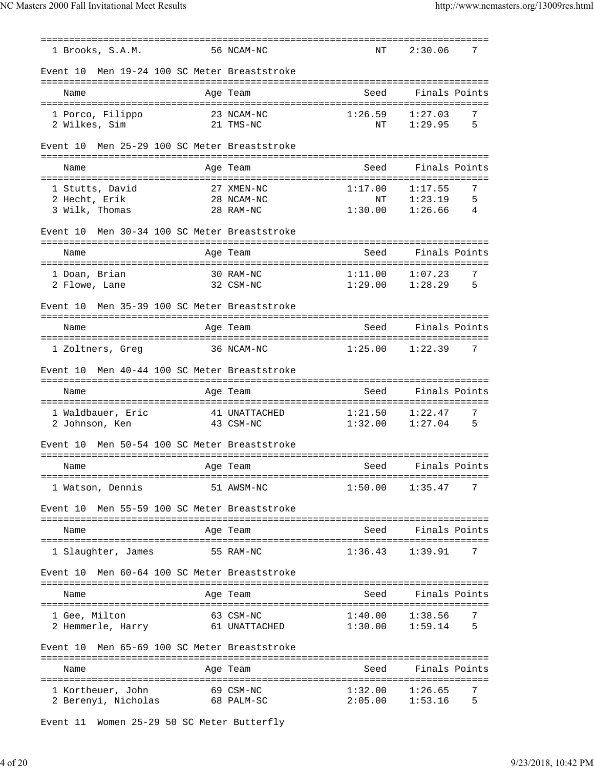| | Name | Age | Team | Seed | Finals | Points |
|---|---|---|---|---|---|---|
| 1 | Brooks, S.A.M. | 56 | NCAM-NC | NT | 2:30.06 | 7 |

Event 10  Men 19-24 100 SC Meter Breaststroke

| | Name | Age | Team | Seed | Finals | Points |
|---|---|---|---|---|---|---|
| 1 | Porco, Filippo | 23 | NCAM-NC | 1:26.59 | 1:27.03 | 7 |
| 2 | Wilkes, Sim | 21 | TMS-NC | NT | 1:29.95 | 5 |

Event 10  Men 25-29 100 SC Meter Breaststroke

| | Name | Age | Team | Seed | Finals | Points |
|---|---|---|---|---|---|---|
| 1 | Stutts, David | 27 | XMEN-NC | 1:17.00 | 1:17.55 | 7 |
| 2 | Hecht, Erik | 28 | NCAM-NC | NT | 1:23.19 | 5 |
| 3 | Wilk, Thomas | 28 | RAM-NC | 1:30.00 | 1:26.66 | 4 |

Event 10  Men 30-34 100 SC Meter Breaststroke

| | Name | Age | Team | Seed | Finals | Points |
|---|---|---|---|---|---|---|
| 1 | Doan, Brian | 30 | RAM-NC | 1:11.00 | 1:07.23 | 7 |
| 2 | Flowe, Lane | 32 | CSM-NC | 1:29.00 | 1:28.29 | 5 |

Event 10  Men 35-39 100 SC Meter Breaststroke

| | Name | Age | Team | Seed | Finals | Points |
|---|---|---|---|---|---|---|
| 1 | Zoltners, Greg | 36 | NCAM-NC | 1:25.00 | 1:22.39 | 7 |

Event 10  Men 40-44 100 SC Meter Breaststroke

| | Name | Age | Team | Seed | Finals | Points |
|---|---|---|---|---|---|---|
| 1 | Waldbauer, Eric | 41 | UNATTACHED | 1:21.50 | 1:22.47 | 7 |
| 2 | Johnson, Ken | 43 | CSM-NC | 1:32.00 | 1:27.04 | 5 |

Event 10  Men 50-54 100 SC Meter Breaststroke

| | Name | Age | Team | Seed | Finals | Points |
|---|---|---|---|---|---|---|
| 1 | Watson, Dennis | 51 | AWSM-NC | 1:50.00 | 1:35.47 | 7 |

Event 10  Men 55-59 100 SC Meter Breaststroke

| | Name | Age | Team | Seed | Finals | Points |
|---|---|---|---|---|---|---|
| 1 | Slaughter, James | 55 | RAM-NC | 1:36.43 | 1:39.91 | 7 |

Event 10  Men 60-64 100 SC Meter Breaststroke

| | Name | Age | Team | Seed | Finals | Points |
|---|---|---|---|---|---|---|
| 1 | Gee, Milton | 63 | CSM-NC | 1:40.00 | 1:38.56 | 7 |
| 2 | Hemmerle, Harry | 61 | UNATTACHED | 1:30.00 | 1:59.14 | 5 |

Event 10  Men 65-69 100 SC Meter Breaststroke

| | Name | Age | Team | Seed | Finals | Points |
|---|---|---|---|---|---|---|
| 1 | Kortheuer, John | 69 | CSM-NC | 1:32.00 | 1:26.65 | 7 |
| 2 | Berenyi, Nicholas | 68 | PALM-SC | 2:05.00 | 1:53.16 | 5 |

Event 11  Women 25-29 50 SC Meter Butterfly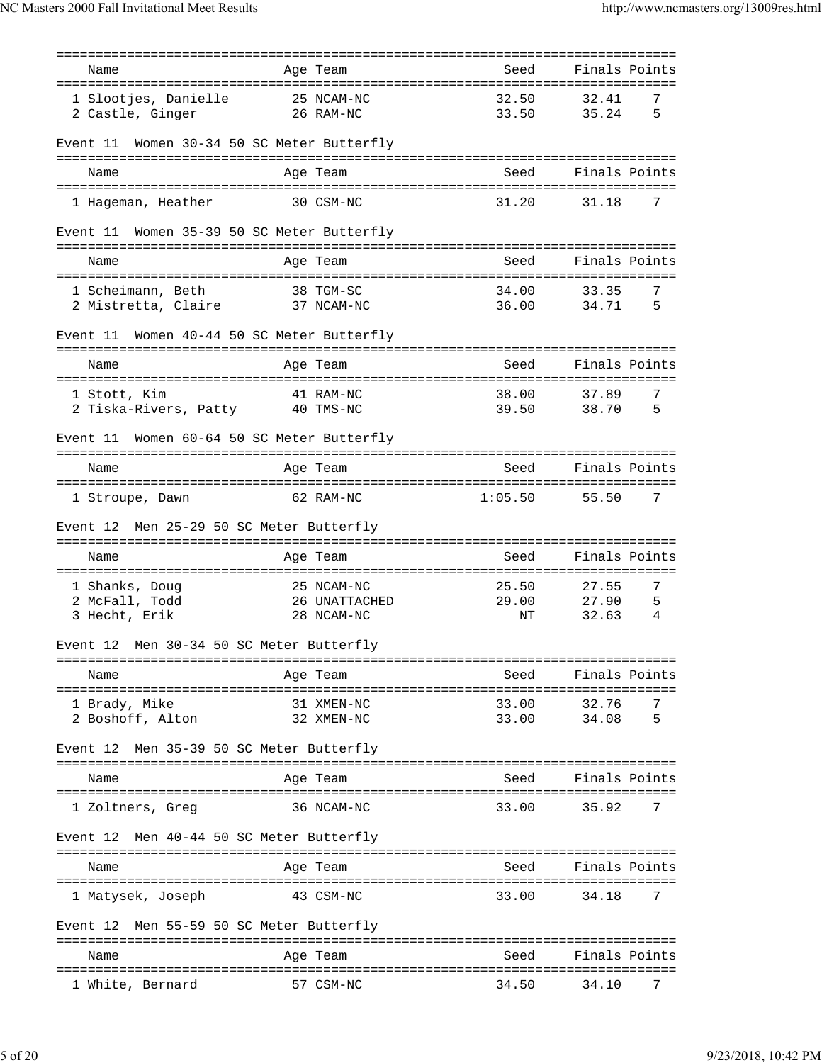| Name | Age | Team | Seed | Finals | Points |
|---|---|---|---|---|---|
| 1 Slootjes, Danielle | 25 | NCAM-NC | 32.50 | 32.41 | 7 |
| 2 Castle, Ginger | 26 | RAM-NC | 33.50 | 35.24 | 5 |

Event 11 Women 30-34 50 SC Meter Butterfly

| Name | Age | Team | Seed | Finals | Points |
|---|---|---|---|---|---|
| 1 Hageman, Heather | 30 | CSM-NC | 31.20 | 31.18 | 7 |

Event 11 Women 35-39 50 SC Meter Butterfly

| Name | Age | Team | Seed | Finals | Points |
|---|---|---|---|---|---|
| 1 Scheimann, Beth | 38 | TGM-SC | 34.00 | 33.35 | 7 |
| 2 Mistretta, Claire | 37 | NCAM-NC | 36.00 | 34.71 | 5 |

Event 11 Women 40-44 50 SC Meter Butterfly

| Name | Age | Team | Seed | Finals | Points |
|---|---|---|---|---|---|
| 1 Stott, Kim | 41 | RAM-NC | 38.00 | 37.89 | 7 |
| 2 Tiska-Rivers, Patty | 40 | TMS-NC | 39.50 | 38.70 | 5 |

Event 11 Women 60-64 50 SC Meter Butterfly

| Name | Age | Team | Seed | Finals | Points |
|---|---|---|---|---|---|
| 1 Stroupe, Dawn | 62 | RAM-NC | 1:05.50 | 55.50 | 7 |

Event 12 Men 25-29 50 SC Meter Butterfly

| Name | Age | Team | Seed | Finals | Points |
|---|---|---|---|---|---|
| 1 Shanks, Doug | 25 | NCAM-NC | 25.50 | 27.55 | 7 |
| 2 McFall, Todd | 26 | UNATTACHED | 29.00 | 27.90 | 5 |
| 3 Hecht, Erik | 28 | NCAM-NC | NT | 32.63 | 4 |

Event 12 Men 30-34 50 SC Meter Butterfly

| Name | Age | Team | Seed | Finals | Points |
|---|---|---|---|---|---|
| 1 Brady, Mike | 31 | XMEN-NC | 33.00 | 32.76 | 7 |
| 2 Boshoff, Alton | 32 | XMEN-NC | 33.00 | 34.08 | 5 |

Event 12 Men 35-39 50 SC Meter Butterfly

| Name | Age | Team | Seed | Finals | Points |
|---|---|---|---|---|---|
| 1 Zoltners, Greg | 36 | NCAM-NC | 33.00 | 35.92 | 7 |

Event 12 Men 40-44 50 SC Meter Butterfly

| Name | Age | Team | Seed | Finals | Points |
|---|---|---|---|---|---|
| 1 Matysek, Joseph | 43 | CSM-NC | 33.00 | 34.18 | 7 |

Event 12 Men 55-59 50 SC Meter Butterfly

| Name | Age | Team | Seed | Finals | Points |
|---|---|---|---|---|---|
| 1 White, Bernard | 57 | CSM-NC | 34.50 | 34.10 | 7 |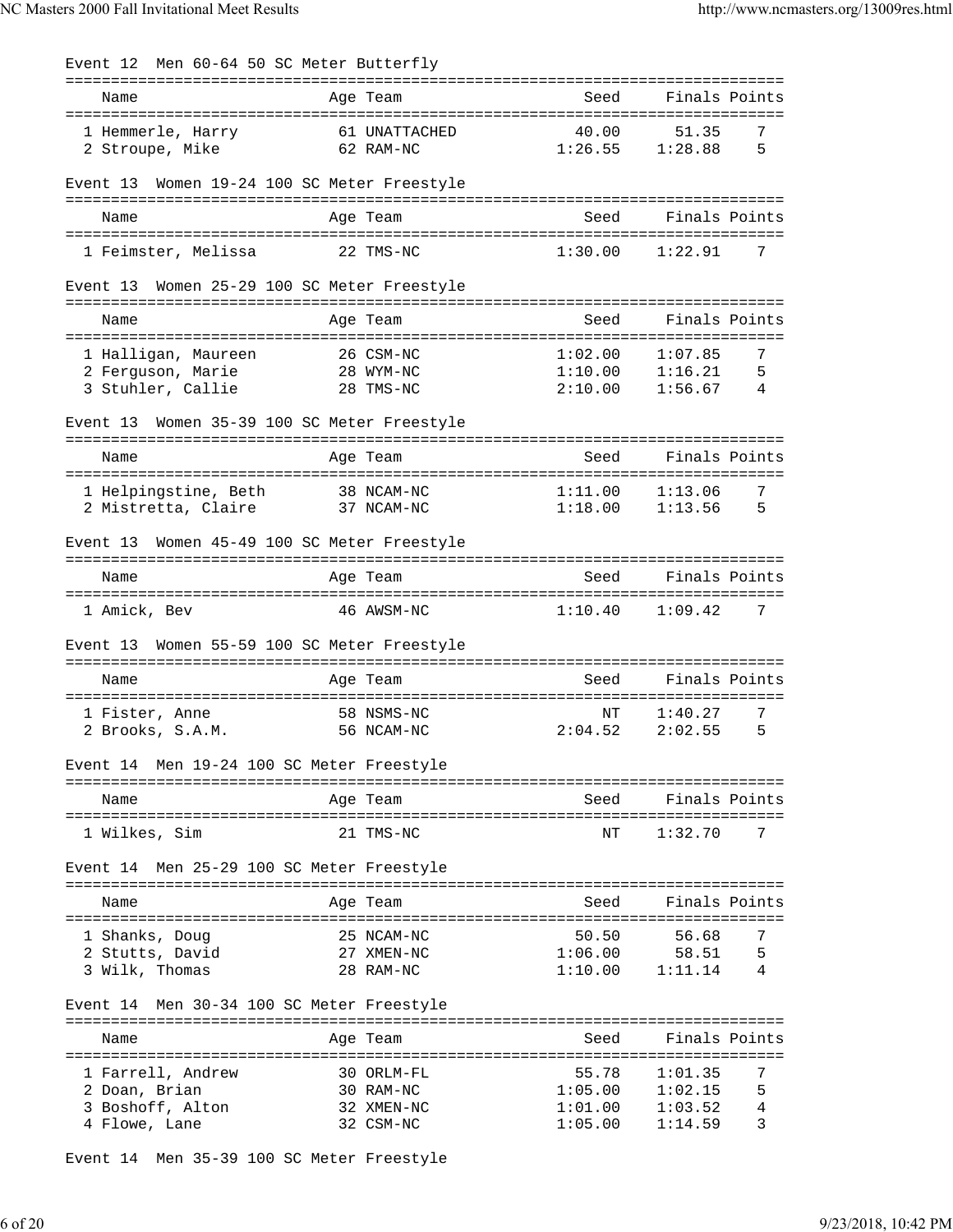## Event 12 Men 60-64 50 SC Meter Butterfly

| Name | Age | Team | Seed | Finals | Points |
|---|---|---|---|---|---|
| 1 Hemmerle, Harry | 61 | UNATTACHED | 40.00 | 51.35 | 7 |
| 2 Stroupe, Mike | 62 | RAM-NC | 1:26.55 | 1:28.88 | 5 |

## Event 13 Women 19-24 100 SC Meter Freestyle

| Name | Age | Team | Seed | Finals | Points |
|---|---|---|---|---|---|
| 1 Feimster, Melissa | 22 | TMS-NC | 1:30.00 | 1:22.91 | 7 |

## Event 13 Women 25-29 100 SC Meter Freestyle

| Name | Age | Team | Seed | Finals | Points |
|---|---|---|---|---|---|
| 1 Halligan, Maureen | 26 | CSM-NC | 1:02.00 | 1:07.85 | 7 |
| 2 Ferguson, Marie | 28 | WYM-NC | 1:10.00 | 1:16.21 | 5 |
| 3 Stuhler, Callie | 28 | TMS-NC | 2:10.00 | 1:56.67 | 4 |

## Event 13 Women 35-39 100 SC Meter Freestyle

| Name | Age | Team | Seed | Finals | Points |
|---|---|---|---|---|---|
| 1 Helpingstine, Beth | 38 | NCAM-NC | 1:11.00 | 1:13.06 | 7 |
| 2 Mistretta, Claire | 37 | NCAM-NC | 1:18.00 | 1:13.56 | 5 |

## Event 13 Women 45-49 100 SC Meter Freestyle

| Name | Age | Team | Seed | Finals | Points |
|---|---|---|---|---|---|
| 1 Amick, Bev | 46 | AWSM-NC | 1:10.40 | 1:09.42 | 7 |

## Event 13 Women 55-59 100 SC Meter Freestyle

| Name | Age | Team | Seed | Finals | Points |
|---|---|---|---|---|---|
| 1 Fister, Anne | 58 | NSMS-NC | NT | 1:40.27 | 7 |
| 2 Brooks, S.A.M. | 56 | NCAM-NC | 2:04.52 | 2:02.55 | 5 |

## Event 14 Men 19-24 100 SC Meter Freestyle

| Name | Age | Team | Seed | Finals | Points |
|---|---|---|---|---|---|
| 1 Wilkes, Sim | 21 | TMS-NC | NT | 1:32.70 | 7 |

## Event 14 Men 25-29 100 SC Meter Freestyle

| Name | Age | Team | Seed | Finals | Points |
|---|---|---|---|---|---|
| 1 Shanks, Doug | 25 | NCAM-NC | 50.50 | 56.68 | 7 |
| 2 Stutts, David | 27 | XMEN-NC | 1:06.00 | 58.51 | 5 |
| 3 Wilk, Thomas | 28 | RAM-NC | 1:10.00 | 1:11.14 | 4 |

## Event 14 Men 30-34 100 SC Meter Freestyle

| Name | Age | Team | Seed | Finals | Points |
|---|---|---|---|---|---|
| 1 Farrell, Andrew | 30 | ORLM-FL | 55.78 | 1:01.35 | 7 |
| 2 Doan, Brian | 30 | RAM-NC | 1:05.00 | 1:02.15 | 5 |
| 3 Boshoff, Alton | 32 | XMEN-NC | 1:01.00 | 1:03.52 | 4 |
| 4 Flowe, Lane | 32 | CSM-NC | 1:05.00 | 1:14.59 | 3 |

## Event 14 Men 35-39 100 SC Meter Freestyle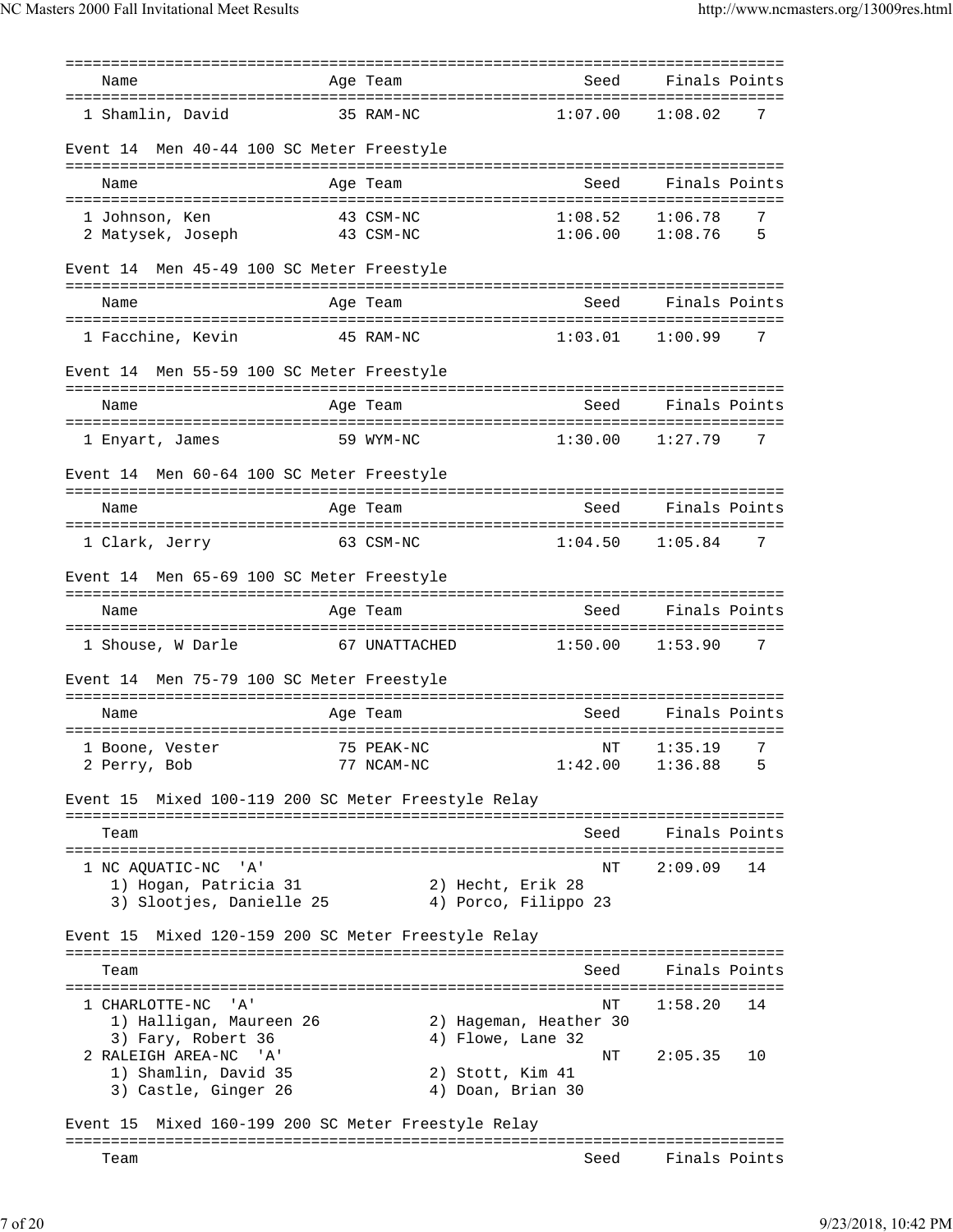| Name | Age | Team | Seed | Finals | Points |
|---|---|---|---|---|---|
| 1 Shamlin, David | 35 | RAM-NC | 1:07.00 | 1:08.02 | 7 |

Event 14 Men 40-44 100 SC Meter Freestyle

| Name | Age | Team | Seed | Finals | Points |
|---|---|---|---|---|---|
| 1 Johnson, Ken | 43 | CSM-NC | 1:08.52 | 1:06.78 | 7 |
| 2 Matysek, Joseph | 43 | CSM-NC | 1:06.00 | 1:08.76 | 5 |

Event 14 Men 45-49 100 SC Meter Freestyle

| Name | Age | Team | Seed | Finals | Points |
|---|---|---|---|---|---|
| 1 Facchine, Kevin | 45 | RAM-NC | 1:03.01 | 1:00.99 | 7 |

Event 14 Men 55-59 100 SC Meter Freestyle

| Name | Age | Team | Seed | Finals | Points |
|---|---|---|---|---|---|
| 1 Enyart, James | 59 | WYM-NC | 1:30.00 | 1:27.79 | 7 |

Event 14 Men 60-64 100 SC Meter Freestyle

| Name | Age | Team | Seed | Finals | Points |
|---|---|---|---|---|---|
| 1 Clark, Jerry | 63 | CSM-NC | 1:04.50 | 1:05.84 | 7 |

Event 14 Men 65-69 100 SC Meter Freestyle

| Name | Age | Team | Seed | Finals | Points |
|---|---|---|---|---|---|
| 1 Shouse, W Darle | 67 | UNATTACHED | 1:50.00 | 1:53.90 | 7 |

Event 14 Men 75-79 100 SC Meter Freestyle

| Name | Age | Team | Seed | Finals | Points |
|---|---|---|---|---|---|
| 1 Boone, Vester | 75 | PEAK-NC | NT | 1:35.19 | 7 |
| 2 Perry, Bob | 77 | NCAM-NC | 1:42.00 | 1:36.88 | 5 |

Event 15 Mixed 100-119 200 SC Meter Freestyle Relay

| Team | Seed | Finals | Points |
|---|---|---|---|
| 1 NC AQUATIC-NC 'A' | NT | 2:09.09 | 14 |
| 1) Hogan, Patricia 31; 2) Hecht, Erik 28; 3) Slootjes, Danielle 25; 4) Porco, Filippo 23 | | | |

Event 15 Mixed 120-159 200 SC Meter Freestyle Relay

| Team | Seed | Finals | Points |
|---|---|---|---|
| 1 CHARLOTTE-NC 'A' | NT | 1:58.20 | 14 |
| 1) Halligan, Maureen 26; 2) Hageman, Heather 30; 3) Fary, Robert 36; 4) Flowe, Lane 32 | | | |
| 2 RALEIGH AREA-NC 'A' | NT | 2:05.35 | 10 |
| 1) Shamlin, David 35; 2) Stott, Kim 41; 3) Castle, Ginger 26; 4) Doan, Brian 30 | | | |

Event 15 Mixed 160-199 200 SC Meter Freestyle Relay

| Team | Seed | Finals | Points |
|---|---|---|---|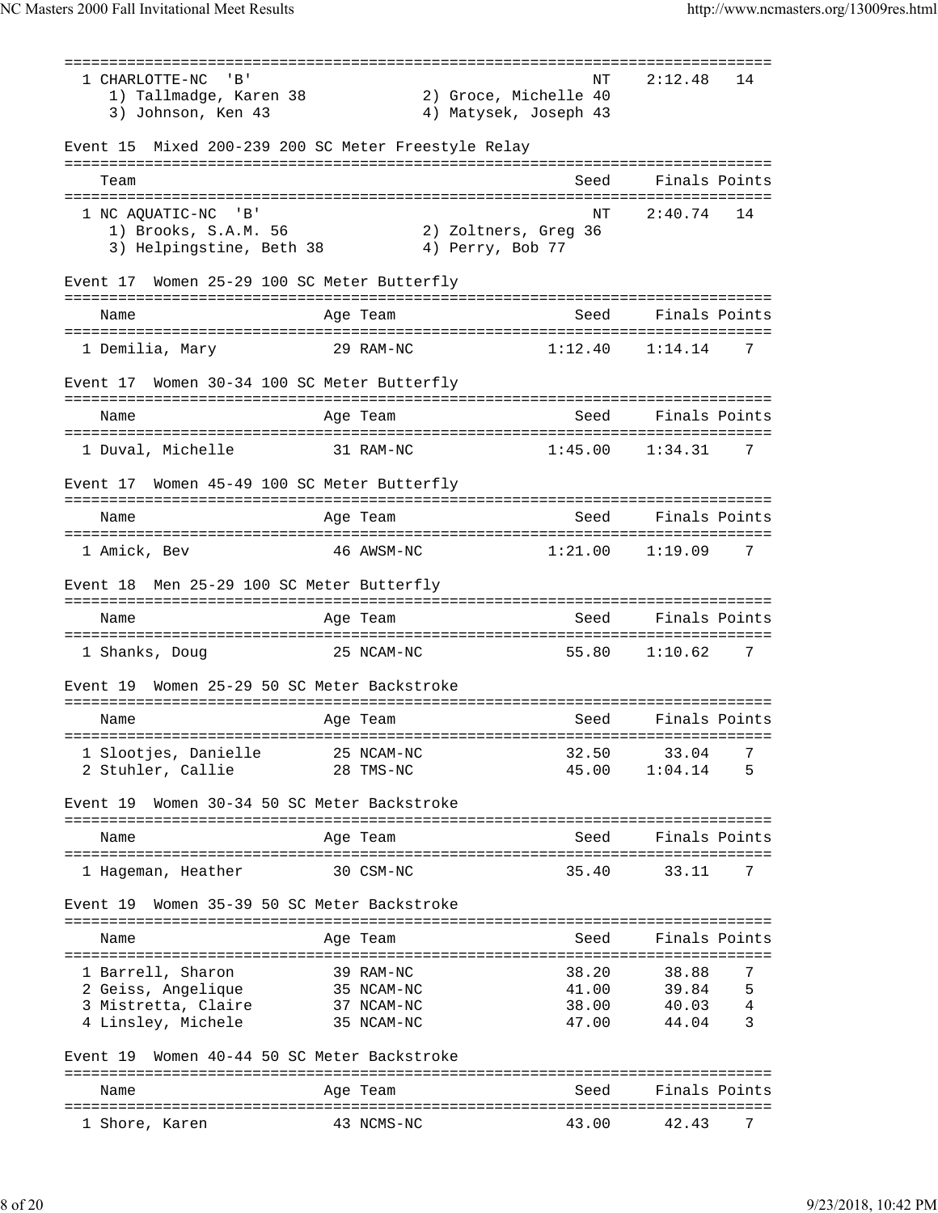| | | Seed | Finals | Points |
|---|---|---|---|---|
| 1 CHARLOTTE-NC 'B' | | NT | 2:12.48 | 14 |
| 1) Tallmadge, Karen 38 | 2) Groce, Michelle 40 | | | |
| 3) Johnson, Ken 43 | 4) Matysek, Joseph 43 | | | |

Event 15  Mixed 200-239 200 SC Meter Freestyle Relay

| Team | | Seed | Finals | Points |
|---|---|---|---|---|
| 1 NC AQUATIC-NC 'B' | | NT | 2:40.74 | 14 |
| 1) Brooks, S.A.M. 56 | 2) Zoltners, Greg 36 | | | |
| 3) Helpingstine, Beth 38 | 4) Perry, Bob 77 | | | |

Event 17  Women 25-29 100 SC Meter Butterfly

| Name | Age | Team | Seed | Finals | Points |
|---|---|---|---|---|---|
| 1 Demilia, Mary | 29 | RAM-NC | 1:12.40 | 1:14.14 | 7 |

Event 17  Women 30-34 100 SC Meter Butterfly

| Name | Age | Team | Seed | Finals | Points |
|---|---|---|---|---|---|
| 1 Duval, Michelle | 31 | RAM-NC | 1:45.00 | 1:34.31 | 7 |

Event 17  Women 45-49 100 SC Meter Butterfly

| Name | Age | Team | Seed | Finals | Points |
|---|---|---|---|---|---|
| 1 Amick, Bev | 46 | AWSM-NC | 1:21.00 | 1:19.09 | 7 |

Event 18  Men 25-29 100 SC Meter Butterfly

| Name | Age | Team | Seed | Finals | Points |
|---|---|---|---|---|---|
| 1 Shanks, Doug | 25 | NCAM-NC | 55.80 | 1:10.62 | 7 |

Event 19  Women 25-29 50 SC Meter Backstroke

| Name | Age | Team | Seed | Finals | Points |
|---|---|---|---|---|---|
| 1 Slootjes, Danielle | 25 | NCAM-NC | 32.50 | 33.04 | 7 |
| 2 Stuhler, Callie | 28 | TMS-NC | 45.00 | 1:04.14 | 5 |

Event 19  Women 30-34 50 SC Meter Backstroke

| Name | Age | Team | Seed | Finals | Points |
|---|---|---|---|---|---|
| 1 Hageman, Heather | 30 | CSM-NC | 35.40 | 33.11 | 7 |

Event 19  Women 35-39 50 SC Meter Backstroke

| Name | Age | Team | Seed | Finals | Points |
|---|---|---|---|---|---|
| 1 Barrell, Sharon | 39 | RAM-NC | 38.20 | 38.88 | 7 |
| 2 Geiss, Angelique | 35 | NCAM-NC | 41.00 | 39.84 | 5 |
| 3 Mistretta, Claire | 37 | NCAM-NC | 38.00 | 40.03 | 4 |
| 4 Linsley, Michele | 35 | NCAM-NC | 47.00 | 44.04 | 3 |

Event 19  Women 40-44 50 SC Meter Backstroke

| Name | Age | Team | Seed | Finals | Points |
|---|---|---|---|---|---|
| 1 Shore, Karen | 43 | NCMS-NC | 43.00 | 42.43 | 7 |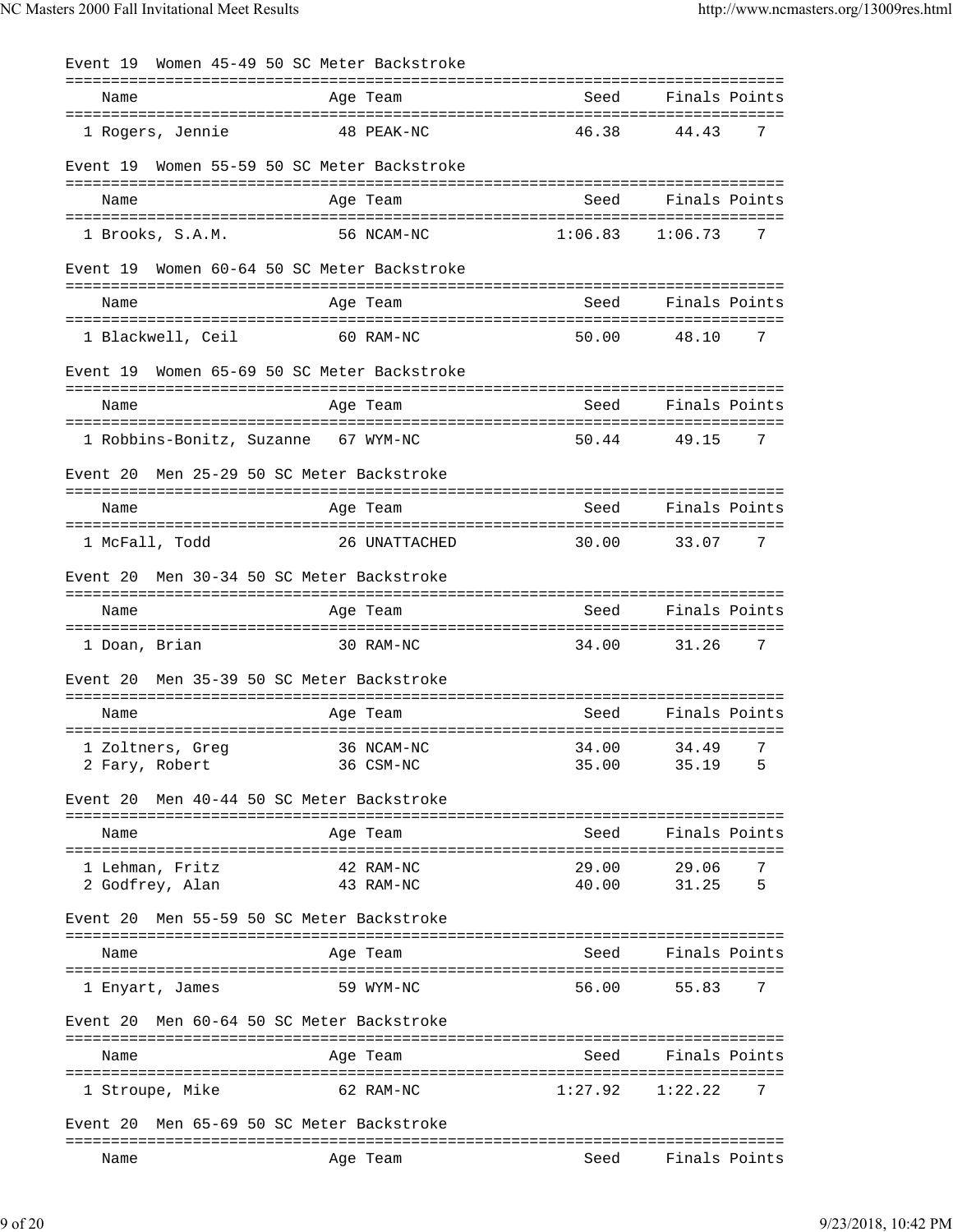Event 19 Women 45-49 50 SC Meter Backstroke

| Name | Age | Team | Seed | Finals | Points |
|---|---|---|---|---|---|
| 1 Rogers, Jennie | 48 | PEAK-NC | 46.38 | 44.43 | 7 |

Event 19 Women 55-59 50 SC Meter Backstroke

| Name | Age | Team | Seed | Finals | Points |
|---|---|---|---|---|---|
| 1 Brooks, S.A.M. | 56 | NCAM-NC | 1:06.83 | 1:06.73 | 7 |

Event 19 Women 60-64 50 SC Meter Backstroke

| Name | Age | Team | Seed | Finals | Points |
|---|---|---|---|---|---|
| 1 Blackwell, Ceil | 60 | RAM-NC | 50.00 | 48.10 | 7 |

Event 19 Women 65-69 50 SC Meter Backstroke

| Name | Age | Team | Seed | Finals | Points |
|---|---|---|---|---|---|
| 1 Robbins-Bonitz, Suzanne | 67 | WYM-NC | 50.44 | 49.15 | 7 |

Event 20 Men 25-29 50 SC Meter Backstroke

| Name | Age | Team | Seed | Finals | Points |
|---|---|---|---|---|---|
| 1 McFall, Todd | 26 | UNATTACHED | 30.00 | 33.07 | 7 |

Event 20 Men 30-34 50 SC Meter Backstroke

| Name | Age | Team | Seed | Finals | Points |
|---|---|---|---|---|---|
| 1 Doan, Brian | 30 | RAM-NC | 34.00 | 31.26 | 7 |

Event 20 Men 35-39 50 SC Meter Backstroke

| Name | Age | Team | Seed | Finals | Points |
|---|---|---|---|---|---|
| 1 Zoltners, Greg | 36 | NCAM-NC | 34.00 | 34.49 | 7 |
| 2 Fary, Robert | 36 | CSM-NC | 35.00 | 35.19 | 5 |

Event 20 Men 40-44 50 SC Meter Backstroke

| Name | Age | Team | Seed | Finals | Points |
|---|---|---|---|---|---|
| 1 Lehman, Fritz | 42 | RAM-NC | 29.00 | 29.06 | 7 |
| 2 Godfrey, Alan | 43 | RAM-NC | 40.00 | 31.25 | 5 |

Event 20 Men 55-59 50 SC Meter Backstroke

| Name | Age | Team | Seed | Finals | Points |
|---|---|---|---|---|---|
| 1 Enyart, James | 59 | WYM-NC | 56.00 | 55.83 | 7 |

Event 20 Men 60-64 50 SC Meter Backstroke

| Name | Age | Team | Seed | Finals | Points |
|---|---|---|---|---|---|
| 1 Stroupe, Mike | 62 | RAM-NC | 1:27.92 | 1:22.22 | 7 |

Event 20 Men 65-69 50 SC Meter Backstroke

| Name | Age | Team | Seed | Finals | Points |
|---|---|---|---|---|---|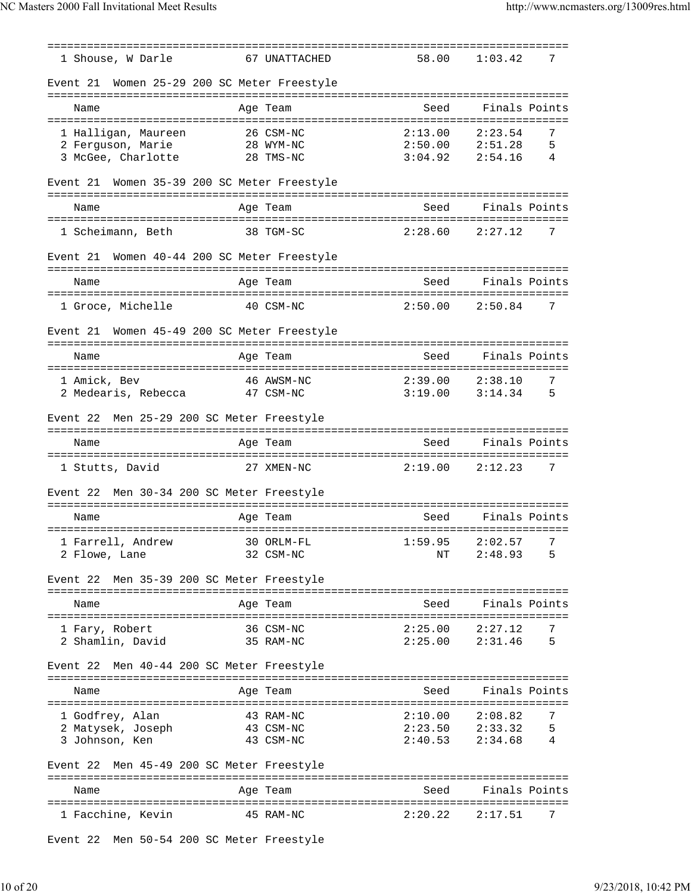| | Name | Age | Team | Seed | Finals | Points |
|---|---|---|---|---|---|---|
| 1 | Shouse, W Darle | 67 | UNATTACHED | 58.00 | 1:03.42 | 7 |

### Event 21 Women 25-29 200 SC Meter Freestyle

| | Name | Age | Team | Seed | Finals | Points |
|---|---|---|---|---|---|---|
| 1 | Halligan, Maureen | 26 | CSM-NC | 2:13.00 | 2:23.54 | 7 |
| 2 | Ferguson, Marie | 28 | WYM-NC | 2:50.00 | 2:51.28 | 5 |
| 3 | McGee, Charlotte | 28 | TMS-NC | 3:04.92 | 2:54.16 | 4 |

### Event 21 Women 35-39 200 SC Meter Freestyle

| | Name | Age | Team | Seed | Finals | Points |
|---|---|---|---|---|---|---|
| 1 | Scheimann, Beth | 38 | TGM-SC | 2:28.60 | 2:27.12 | 7 |

### Event 21 Women 40-44 200 SC Meter Freestyle

| | Name | Age | Team | Seed | Finals | Points |
|---|---|---|---|---|---|---|
| 1 | Groce, Michelle | 40 | CSM-NC | 2:50.00 | 2:50.84 | 7 |

### Event 21 Women 45-49 200 SC Meter Freestyle

| | Name | Age | Team | Seed | Finals | Points |
|---|---|---|---|---|---|---|
| 1 | Amick, Bev | 46 | AWSM-NC | 2:39.00 | 2:38.10 | 7 |
| 2 | Medearis, Rebecca | 47 | CSM-NC | 3:19.00 | 3:14.34 | 5 |

### Event 22 Men 25-29 200 SC Meter Freestyle

| | Name | Age | Team | Seed | Finals | Points |
|---|---|---|---|---|---|---|
| 1 | Stutts, David | 27 | XMEN-NC | 2:19.00 | 2:12.23 | 7 |

### Event 22 Men 30-34 200 SC Meter Freestyle

| | Name | Age | Team | Seed | Finals | Points |
|---|---|---|---|---|---|---|
| 1 | Farrell, Andrew | 30 | ORLM-FL | 1:59.95 | 2:02.57 | 7 |
| 2 | Flowe, Lane | 32 | CSM-NC | NT | 2:48.93 | 5 |

### Event 22 Men 35-39 200 SC Meter Freestyle

| | Name | Age | Team | Seed | Finals | Points |
|---|---|---|---|---|---|---|
| 1 | Fary, Robert | 36 | CSM-NC | 2:25.00 | 2:27.12 | 7 |
| 2 | Shamlin, David | 35 | RAM-NC | 2:25.00 | 2:31.46 | 5 |

### Event 22 Men 40-44 200 SC Meter Freestyle

| | Name | Age | Team | Seed | Finals | Points |
|---|---|---|---|---|---|---|
| 1 | Godfrey, Alan | 43 | RAM-NC | 2:10.00 | 2:08.82 | 7 |
| 2 | Matysek, Joseph | 43 | CSM-NC | 2:23.50 | 2:33.32 | 5 |
| 3 | Johnson, Ken | 43 | CSM-NC | 2:40.53 | 2:34.68 | 4 |

### Event 22 Men 45-49 200 SC Meter Freestyle

| | Name | Age | Team | Seed | Finals | Points |
|---|---|---|---|---|---|---|
| 1 | Facchine, Kevin | 45 | RAM-NC | 2:20.22 | 2:17.51 | 7 |

### Event 22 Men 50-54 200 SC Meter Freestyle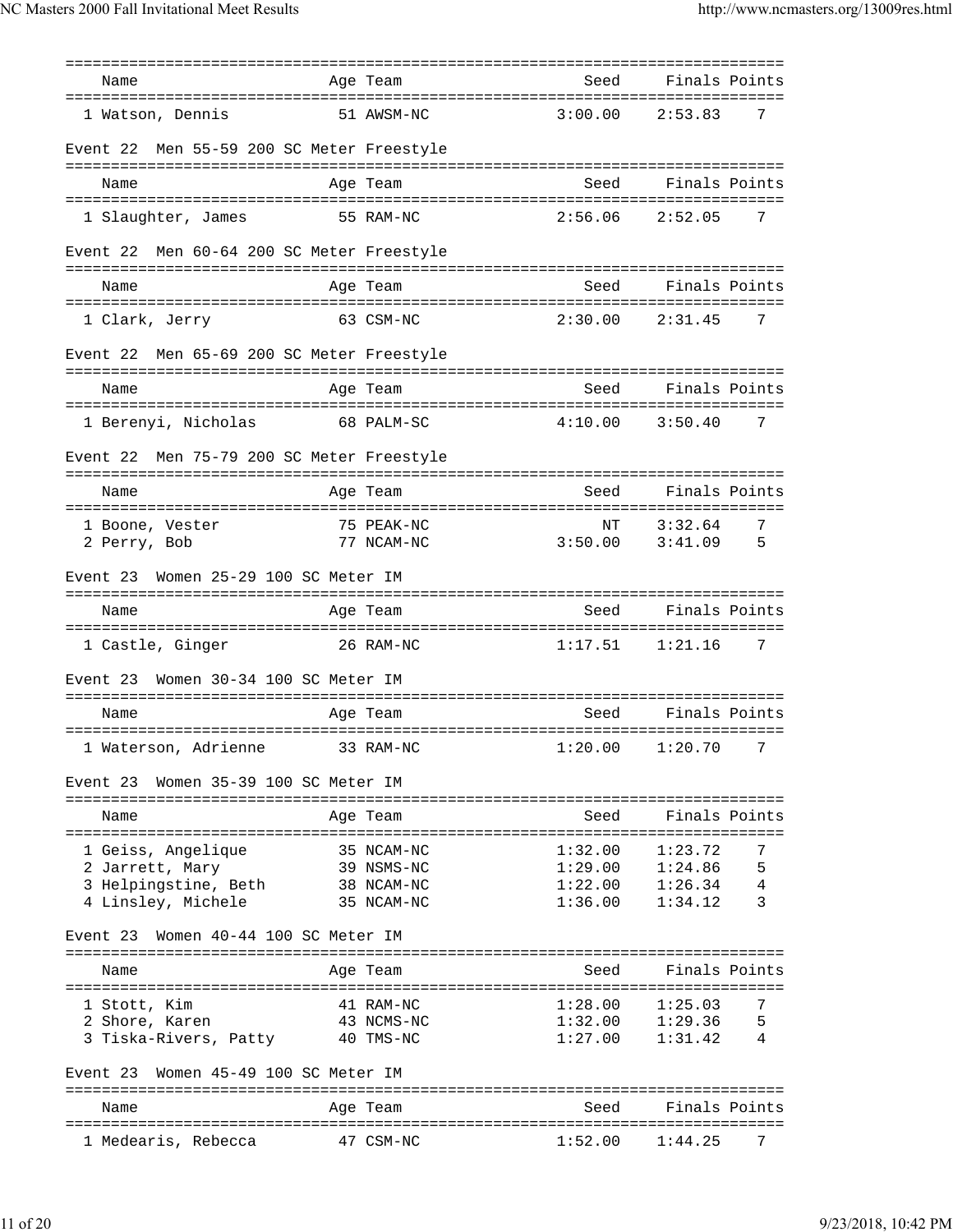| Name | Age | Team | Seed | Finals | Points |
|---|---|---|---|---|---|
| 1 Watson, Dennis | 51 | AWSM-NC | 3:00.00 | 2:53.83 | 7 |

Event 22 Men 55-59 200 SC Meter Freestyle

| Name | Age | Team | Seed | Finals | Points |
|---|---|---|---|---|---|
| 1 Slaughter, James | 55 | RAM-NC | 2:56.06 | 2:52.05 | 7 |

Event 22 Men 60-64 200 SC Meter Freestyle

| Name | Age | Team | Seed | Finals | Points |
|---|---|---|---|---|---|
| 1 Clark, Jerry | 63 | CSM-NC | 2:30.00 | 2:31.45 | 7 |

Event 22 Men 65-69 200 SC Meter Freestyle

| Name | Age | Team | Seed | Finals | Points |
|---|---|---|---|---|---|
| 1 Berenyi, Nicholas | 68 | PALM-SC | 4:10.00 | 3:50.40 | 7 |

Event 22 Men 75-79 200 SC Meter Freestyle

| Name | Age | Team | Seed | Finals | Points |
|---|---|---|---|---|---|
| 1 Boone, Vester | 75 | PEAK-NC | NT | 3:32.64 | 7 |
| 2 Perry, Bob | 77 | NCAM-NC | 3:50.00 | 3:41.09 | 5 |

Event 23 Women 25-29 100 SC Meter IM

| Name | Age | Team | Seed | Finals | Points |
|---|---|---|---|---|---|
| 1 Castle, Ginger | 26 | RAM-NC | 1:17.51 | 1:21.16 | 7 |

Event 23 Women 30-34 100 SC Meter IM

| Name | Age | Team | Seed | Finals | Points |
|---|---|---|---|---|---|
| 1 Waterson, Adrienne | 33 | RAM-NC | 1:20.00 | 1:20.70 | 7 |

Event 23 Women 35-39 100 SC Meter IM

| Name | Age | Team | Seed | Finals | Points |
|---|---|---|---|---|---|
| 1 Geiss, Angelique | 35 | NCAM-NC | 1:32.00 | 1:23.72 | 7 |
| 2 Jarrett, Mary | 39 | NSMS-NC | 1:29.00 | 1:24.86 | 5 |
| 3 Helpingstine, Beth | 38 | NCAM-NC | 1:22.00 | 1:26.34 | 4 |
| 4 Linsley, Michele | 35 | NCAM-NC | 1:36.00 | 1:34.12 | 3 |

Event 23 Women 40-44 100 SC Meter IM

| Name | Age | Team | Seed | Finals | Points |
|---|---|---|---|---|---|
| 1 Stott, Kim | 41 | RAM-NC | 1:28.00 | 1:25.03 | 7 |
| 2 Shore, Karen | 43 | NCMS-NC | 1:32.00 | 1:29.36 | 5 |
| 3 Tiska-Rivers, Patty | 40 | TMS-NC | 1:27.00 | 1:31.42 | 4 |

Event 23 Women 45-49 100 SC Meter IM

| Name | Age | Team | Seed | Finals | Points |
|---|---|---|---|---|---|
| 1 Medearis, Rebecca | 47 | CSM-NC | 1:52.00 | 1:44.25 | 7 |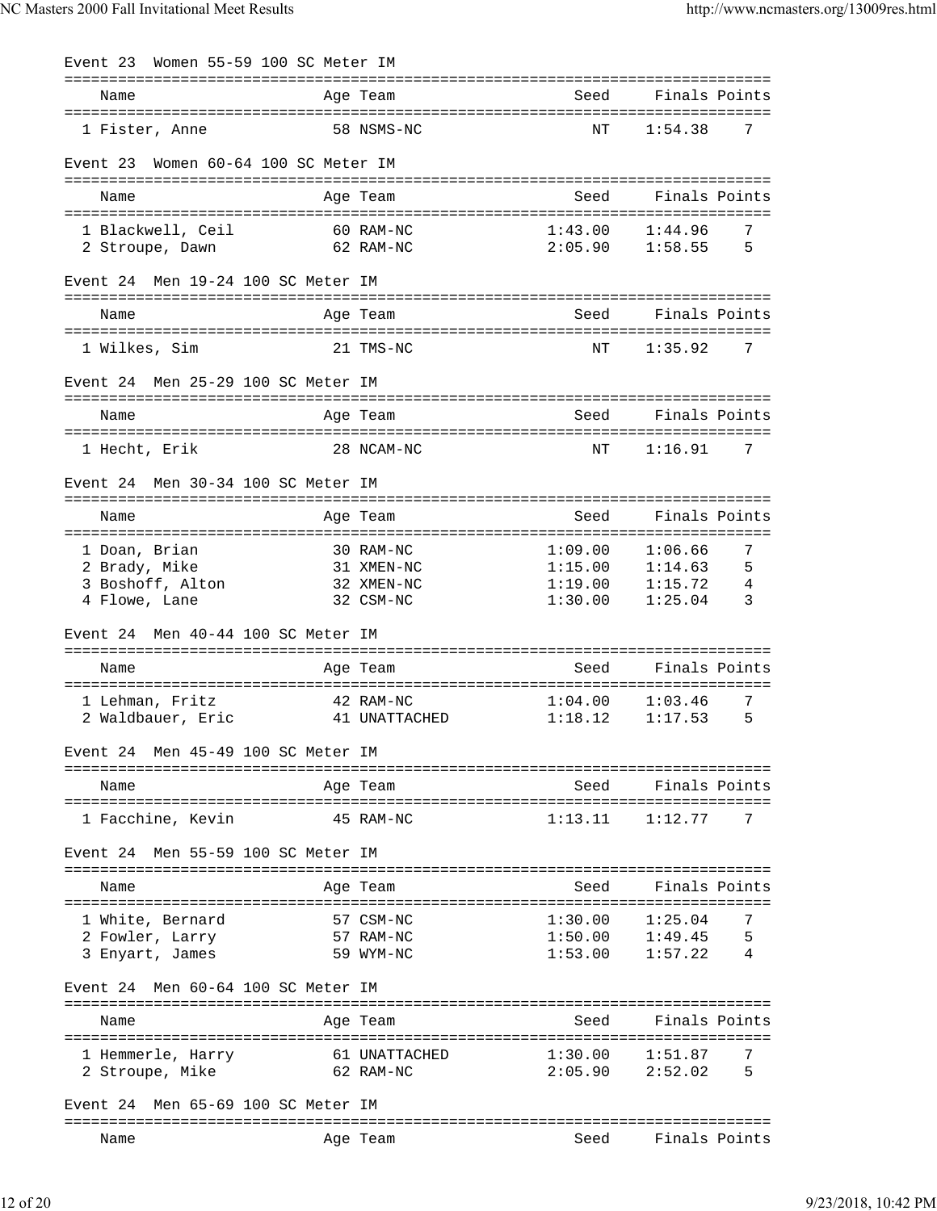### Event 23 Women 55-59 100 SC Meter IM

| Name | Age | Team | Seed | Finals | Points |
|---|---|---|---|---|---|
| 1 Fister, Anne | 58 | NSMS-NC | NT | 1:54.38 | 7 |

### Event 23 Women 60-64 100 SC Meter IM

| Name | Age | Team | Seed | Finals | Points |
|---|---|---|---|---|---|
| 1 Blackwell, Ceil | 60 | RAM-NC | 1:43.00 | 1:44.96 | 7 |
| 2 Stroupe, Dawn | 62 | RAM-NC | 2:05.90 | 1:58.55 | 5 |

### Event 24 Men 19-24 100 SC Meter IM

| Name | Age | Team | Seed | Finals | Points |
|---|---|---|---|---|---|
| 1 Wilkes, Sim | 21 | TMS-NC | NT | 1:35.92 | 7 |

### Event 24 Men 25-29 100 SC Meter IM

| Name | Age | Team | Seed | Finals | Points |
|---|---|---|---|---|---|
| 1 Hecht, Erik | 28 | NCAM-NC | NT | 1:16.91 | 7 |

### Event 24 Men 30-34 100 SC Meter IM

| Name | Age | Team | Seed | Finals | Points |
|---|---|---|---|---|---|
| 1 Doan, Brian | 30 | RAM-NC | 1:09.00 | 1:06.66 | 7 |
| 2 Brady, Mike | 31 | XMEN-NC | 1:15.00 | 1:14.63 | 5 |
| 3 Boshoff, Alton | 32 | XMEN-NC | 1:19.00 | 1:15.72 | 4 |
| 4 Flowe, Lane | 32 | CSM-NC | 1:30.00 | 1:25.04 | 3 |

### Event 24 Men 40-44 100 SC Meter IM

| Name | Age | Team | Seed | Finals | Points |
|---|---|---|---|---|---|
| 1 Lehman, Fritz | 42 | RAM-NC | 1:04.00 | 1:03.46 | 7 |
| 2 Waldbauer, Eric | 41 | UNATTACHED | 1:18.12 | 1:17.53 | 5 |

### Event 24 Men 45-49 100 SC Meter IM

| Name | Age | Team | Seed | Finals | Points |
|---|---|---|---|---|---|
| 1 Facchine, Kevin | 45 | RAM-NC | 1:13.11 | 1:12.77 | 7 |

### Event 24 Men 55-59 100 SC Meter IM

| Name | Age | Team | Seed | Finals | Points |
|---|---|---|---|---|---|
| 1 White, Bernard | 57 | CSM-NC | 1:30.00 | 1:25.04 | 7 |
| 2 Fowler, Larry | 57 | RAM-NC | 1:50.00 | 1:49.45 | 5 |
| 3 Enyart, James | 59 | WYM-NC | 1:53.00 | 1:57.22 | 4 |

### Event 24 Men 60-64 100 SC Meter IM

| Name | Age | Team | Seed | Finals | Points |
|---|---|---|---|---|---|
| 1 Hemmerle, Harry | 61 | UNATTACHED | 1:30.00 | 1:51.87 | 7 |
| 2 Stroupe, Mike | 62 | RAM-NC | 2:05.90 | 2:52.02 | 5 |

### Event 24 Men 65-69 100 SC Meter IM

| Name | Age | Team | Seed | Finals | Points |
|---|---|---|---|---|---|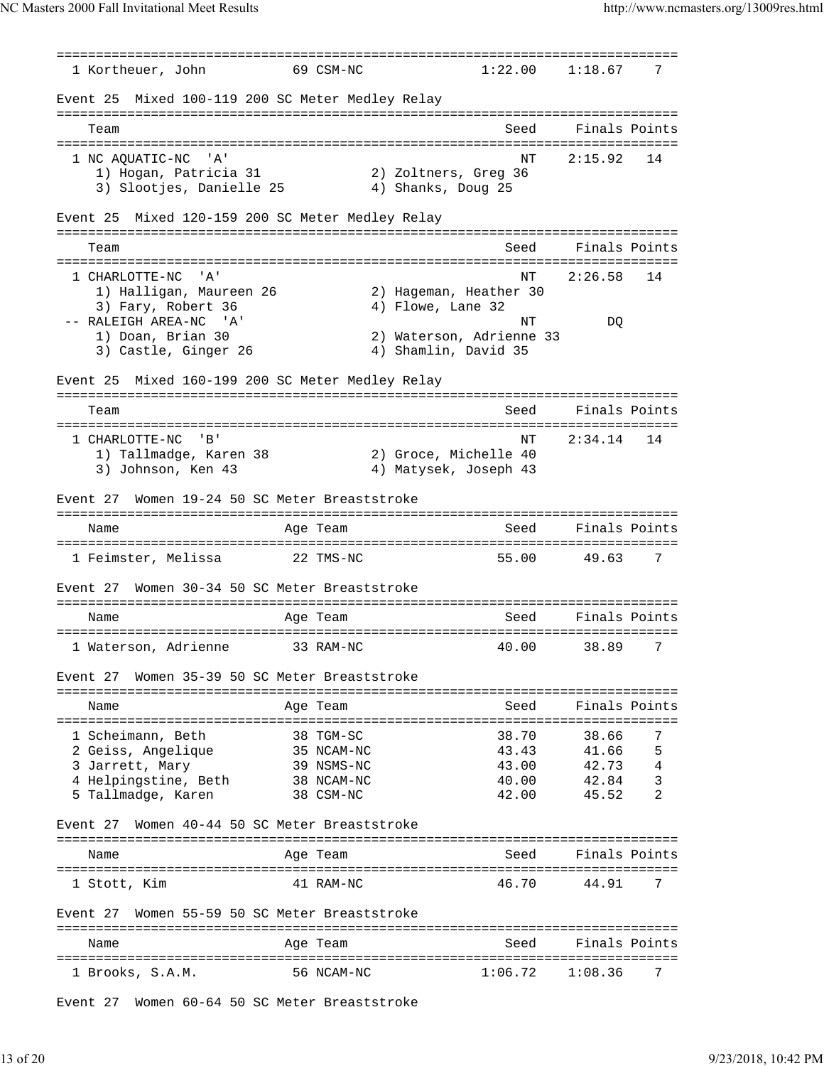| Name | Age | Team | Seed | Finals | Points |
|---|---|---|---|---|---|
| 1 Kortheuer, John | 69 | CSM-NC | 1:22.00 | 1:18.67 | 7 |

Event 25 Mixed 100-119 200 SC Meter Medley Relay

| Team | Seed | Finals | Points |
|---|---|---|---|
| 1 NC AQUATIC-NC 'A' | NT | 2:15.92 | 14 |
| 1) Hogan, Patricia 31; 2) Zoltners, Greg 36; 3) Slootjes, Danielle 25; 4) Shanks, Doug 25 | | | |

Event 25 Mixed 120-159 200 SC Meter Medley Relay

| Team | Seed | Finals | Points |
|---|---|---|---|
| 1 CHARLOTTE-NC 'A' | NT | 2:26.58 | 14 |
| 1) Halligan, Maureen 26; 2) Hageman, Heather 30; 3) Fary, Robert 36; 4) Flowe, Lane 32 | | | |
| -- RALEIGH AREA-NC 'A' | NT | DQ | |
| 1) Doan, Brian 30; 2) Waterson, Adrienne 33; 3) Castle, Ginger 26; 4) Shamlin, David 35 | | | |

Event 25 Mixed 160-199 200 SC Meter Medley Relay

| Team | Seed | Finals | Points |
|---|---|---|---|
| 1 CHARLOTTE-NC 'B' | NT | 2:34.14 | 14 |
| 1) Tallmadge, Karen 38; 2) Groce, Michelle 40; 3) Johnson, Ken 43; 4) Matysek, Joseph 43 | | | |

Event 27 Women 19-24 50 SC Meter Breaststroke

| Name | Age | Team | Seed | Finals | Points |
|---|---|---|---|---|---|
| 1 Feimster, Melissa | 22 | TMS-NC | 55.00 | 49.63 | 7 |

Event 27 Women 30-34 50 SC Meter Breaststroke

| Name | Age | Team | Seed | Finals | Points |
|---|---|---|---|---|---|
| 1 Waterson, Adrienne | 33 | RAM-NC | 40.00 | 38.89 | 7 |

Event 27 Women 35-39 50 SC Meter Breaststroke

| Name | Age | Team | Seed | Finals | Points |
|---|---|---|---|---|---|
| 1 Scheimann, Beth | 38 | TGM-SC | 38.70 | 38.66 | 7 |
| 2 Geiss, Angelique | 35 | NCAM-NC | 43.43 | 41.66 | 5 |
| 3 Jarrett, Mary | 39 | NSMS-NC | 43.00 | 42.73 | 4 |
| 4 Helpingstine, Beth | 38 | NCAM-NC | 40.00 | 42.84 | 3 |
| 5 Tallmadge, Karen | 38 | CSM-NC | 42.00 | 45.52 | 2 |

Event 27 Women 40-44 50 SC Meter Breaststroke

| Name | Age | Team | Seed | Finals | Points |
|---|---|---|---|---|---|
| 1 Stott, Kim | 41 | RAM-NC | 46.70 | 44.91 | 7 |

Event 27 Women 55-59 50 SC Meter Breaststroke

| Name | Age | Team | Seed | Finals | Points |
|---|---|---|---|---|---|
| 1 Brooks, S.A.M. | 56 | NCAM-NC | 1:06.72 | 1:08.36 | 7 |

Event 27 Women 60-64 50 SC Meter Breaststroke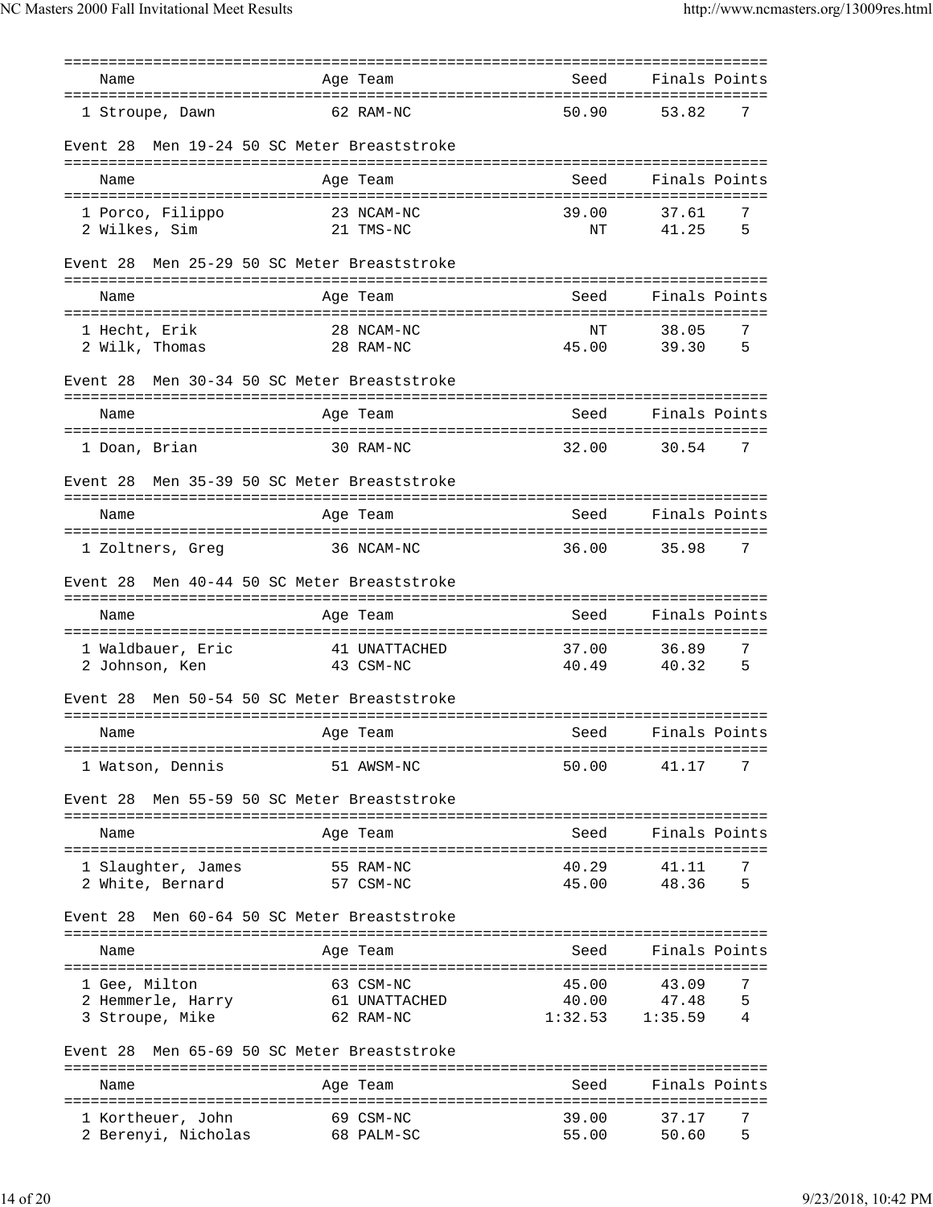| Name | Age | Team | Seed | Finals | Points |
|---|---|---|---|---|---|
| 1 Stroupe, Dawn | 62 | RAM-NC | 50.90 | 53.82 | 7 |

### Event 28 Men 19-24 50 SC Meter Breaststroke

| Name | Age | Team | Seed | Finals | Points |
|---|---|---|---|---|---|
| 1 Porco, Filippo | 23 | NCAM-NC | 39.00 | 37.61 | 7 |
| 2 Wilkes, Sim | 21 | TMS-NC | NT | 41.25 | 5 |

### Event 28 Men 25-29 50 SC Meter Breaststroke

| Name | Age | Team | Seed | Finals | Points |
|---|---|---|---|---|---|
| 1 Hecht, Erik | 28 | NCAM-NC | NT | 38.05 | 7 |
| 2 Wilk, Thomas | 28 | RAM-NC | 45.00 | 39.30 | 5 |

### Event 28 Men 30-34 50 SC Meter Breaststroke

| Name | Age | Team | Seed | Finals | Points |
|---|---|---|---|---|---|
| 1 Doan, Brian | 30 | RAM-NC | 32.00 | 30.54 | 7 |

### Event 28 Men 35-39 50 SC Meter Breaststroke

| Name | Age | Team | Seed | Finals | Points |
|---|---|---|---|---|---|
| 1 Zoltners, Greg | 36 | NCAM-NC | 36.00 | 35.98 | 7 |

### Event 28 Men 40-44 50 SC Meter Breaststroke

| Name | Age | Team | Seed | Finals | Points |
|---|---|---|---|---|---|
| 1 Waldbauer, Eric | 41 | UNATTACHED | 37.00 | 36.89 | 7 |
| 2 Johnson, Ken | 43 | CSM-NC | 40.49 | 40.32 | 5 |

### Event 28 Men 50-54 50 SC Meter Breaststroke

| Name | Age | Team | Seed | Finals | Points |
|---|---|---|---|---|---|
| 1 Watson, Dennis | 51 | AWSM-NC | 50.00 | 41.17 | 7 |

### Event 28 Men 55-59 50 SC Meter Breaststroke

| Name | Age | Team | Seed | Finals | Points |
|---|---|---|---|---|---|
| 1 Slaughter, James | 55 | RAM-NC | 40.29 | 41.11 | 7 |
| 2 White, Bernard | 57 | CSM-NC | 45.00 | 48.36 | 5 |

### Event 28 Men 60-64 50 SC Meter Breaststroke

| Name | Age | Team | Seed | Finals | Points |
|---|---|---|---|---|---|
| 1 Gee, Milton | 63 | CSM-NC | 45.00 | 43.09 | 7 |
| 2 Hemmerle, Harry | 61 | UNATTACHED | 40.00 | 47.48 | 5 |
| 3 Stroupe, Mike | 62 | RAM-NC | 1:32.53 | 1:35.59 | 4 |

### Event 28 Men 65-69 50 SC Meter Breaststroke

| Name | Age | Team | Seed | Finals | Points |
|---|---|---|---|---|---|
| 1 Kortheuer, John | 69 | CSM-NC | 39.00 | 37.17 | 7 |
| 2 Berenyi, Nicholas | 68 | PALM-SC | 55.00 | 50.60 | 5 |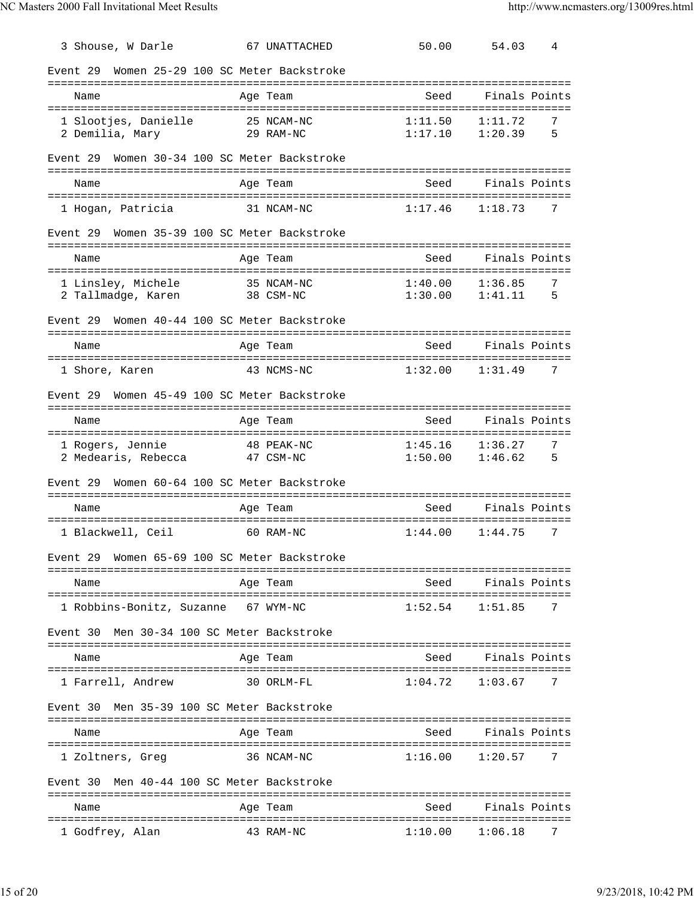| | Name | Age | Team | Seed | Finals | Points |
|---|---|---|---|---|---|---|
| 3 | Shouse, W Darle | 67 | UNATTACHED | 50.00 | 54.03 | 4 |

### Event 29 Women 25-29 100 SC Meter Backstroke

| | Name | Age | Team | Seed | Finals | Points |
|---|---|---|---|---|---|---|
| 1 | Slootjes, Danielle | 25 | NCAM-NC | 1:11.50 | 1:11.72 | 7 |
| 2 | Demilia, Mary | 29 | RAM-NC | 1:17.10 | 1:20.39 | 5 |

### Event 29 Women 30-34 100 SC Meter Backstroke

| | Name | Age | Team | Seed | Finals | Points |
|---|---|---|---|---|---|---|
| 1 | Hogan, Patricia | 31 | NCAM-NC | 1:17.46 | 1:18.73 | 7 |

### Event 29 Women 35-39 100 SC Meter Backstroke

| | Name | Age | Team | Seed | Finals | Points |
|---|---|---|---|---|---|---|
| 1 | Linsley, Michele | 35 | NCAM-NC | 1:40.00 | 1:36.85 | 7 |
| 2 | Tallmadge, Karen | 38 | CSM-NC | 1:30.00 | 1:41.11 | 5 |

### Event 29 Women 40-44 100 SC Meter Backstroke

| | Name | Age | Team | Seed | Finals | Points |
|---|---|---|---|---|---|---|
| 1 | Shore, Karen | 43 | NCMS-NC | 1:32.00 | 1:31.49 | 7 |

### Event 29 Women 45-49 100 SC Meter Backstroke

| | Name | Age | Team | Seed | Finals | Points |
|---|---|---|---|---|---|---|
| 1 | Rogers, Jennie | 48 | PEAK-NC | 1:45.16 | 1:36.27 | 7 |
| 2 | Medearis, Rebecca | 47 | CSM-NC | 1:50.00 | 1:46.62 | 5 |

### Event 29 Women 60-64 100 SC Meter Backstroke

| | Name | Age | Team | Seed | Finals | Points |
|---|---|---|---|---|---|---|
| 1 | Blackwell, Ceil | 60 | RAM-NC | 1:44.00 | 1:44.75 | 7 |

### Event 29 Women 65-69 100 SC Meter Backstroke

| | Name | Age | Team | Seed | Finals | Points |
|---|---|---|---|---|---|---|
| 1 | Robbins-Bonitz, Suzanne | 67 | WYM-NC | 1:52.54 | 1:51.85 | 7 |

### Event 30 Men 30-34 100 SC Meter Backstroke

| | Name | Age | Team | Seed | Finals | Points |
|---|---|---|---|---|---|---|
| 1 | Farrell, Andrew | 30 | ORLM-FL | 1:04.72 | 1:03.67 | 7 |

### Event 30 Men 35-39 100 SC Meter Backstroke

| | Name | Age | Team | Seed | Finals | Points |
|---|---|---|---|---|---|---|
| 1 | Zoltners, Greg | 36 | NCAM-NC | 1:16.00 | 1:20.57 | 7 |

### Event 30 Men 40-44 100 SC Meter Backstroke

| | Name | Age | Team | Seed | Finals | Points |
|---|---|---|---|---|---|---|
| 1 | Godfrey, Alan | 43 | RAM-NC | 1:10.00 | 1:06.18 | 7 |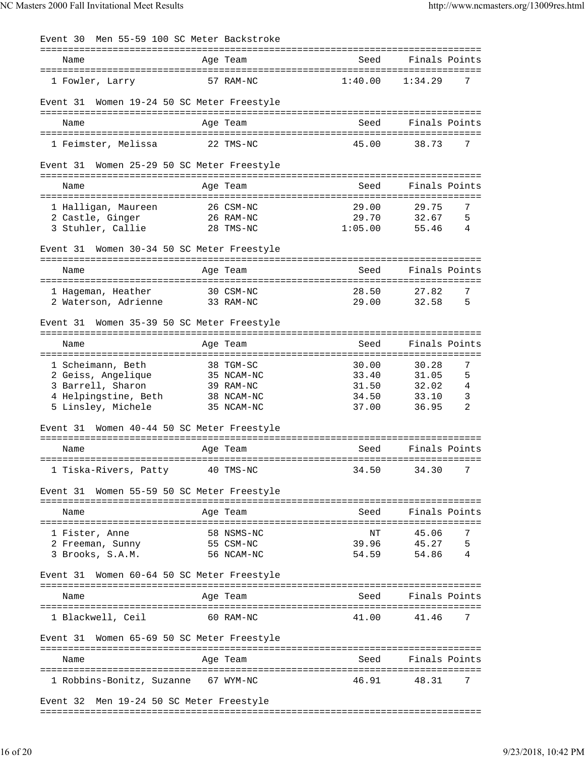Event 30  Men 55-59 100 SC Meter Backstroke

| Name | Age | Team | Seed | Finals | Points |
|---|---|---|---|---|---|
| 1 Fowler, Larry | 57 | RAM-NC | 1:40.00 | 1:34.29 | 7 |

Event 31  Women 19-24 50 SC Meter Freestyle

| Name | Age | Team | Seed | Finals | Points |
|---|---|---|---|---|---|
| 1 Feimster, Melissa | 22 | TMS-NC | 45.00 | 38.73 | 7 |

Event 31  Women 25-29 50 SC Meter Freestyle

| Name | Age | Team | Seed | Finals | Points |
|---|---|---|---|---|---|
| 1 Halligan, Maureen | 26 | CSM-NC | 29.00 | 29.75 | 7 |
| 2 Castle, Ginger | 26 | RAM-NC | 29.70 | 32.67 | 5 |
| 3 Stuhler, Callie | 28 | TMS-NC | 1:05.00 | 55.46 | 4 |

Event 31  Women 30-34 50 SC Meter Freestyle

| Name | Age | Team | Seed | Finals | Points |
|---|---|---|---|---|---|
| 1 Hageman, Heather | 30 | CSM-NC | 28.50 | 27.82 | 7 |
| 2 Waterson, Adrienne | 33 | RAM-NC | 29.00 | 32.58 | 5 |

Event 31  Women 35-39 50 SC Meter Freestyle

| Name | Age | Team | Seed | Finals | Points |
|---|---|---|---|---|---|
| 1 Scheimann, Beth | 38 | TGM-SC | 30.00 | 30.28 | 7 |
| 2 Geiss, Angelique | 35 | NCAM-NC | 33.40 | 31.05 | 5 |
| 3 Barrell, Sharon | 39 | RAM-NC | 31.50 | 32.02 | 4 |
| 4 Helpingstine, Beth | 38 | NCAM-NC | 34.50 | 33.10 | 3 |
| 5 Linsley, Michele | 35 | NCAM-NC | 37.00 | 36.95 | 2 |

Event 31  Women 40-44 50 SC Meter Freestyle

| Name | Age | Team | Seed | Finals | Points |
|---|---|---|---|---|---|
| 1 Tiska-Rivers, Patty | 40 | TMS-NC | 34.50 | 34.30 | 7 |

Event 31  Women 55-59 50 SC Meter Freestyle

| Name | Age | Team | Seed | Finals | Points |
|---|---|---|---|---|---|
| 1 Fister, Anne | 58 | NSMS-NC | NT | 45.06 | 7 |
| 2 Freeman, Sunny | 55 | CSM-NC | 39.96 | 45.27 | 5 |
| 3 Brooks, S.A.M. | 56 | NCAM-NC | 54.59 | 54.86 | 4 |

Event 31  Women 60-64 50 SC Meter Freestyle

| Name | Age | Team | Seed | Finals | Points |
|---|---|---|---|---|---|
| 1 Blackwell, Ceil | 60 | RAM-NC | 41.00 | 41.46 | 7 |

Event 31  Women 65-69 50 SC Meter Freestyle

| Name | Age | Team | Seed | Finals | Points |
|---|---|---|---|---|---|
| 1 Robbins-Bonitz, Suzanne | 67 | WYM-NC | 46.91 | 48.31 | 7 |

Event 32  Men 19-24 50 SC Meter Freestyle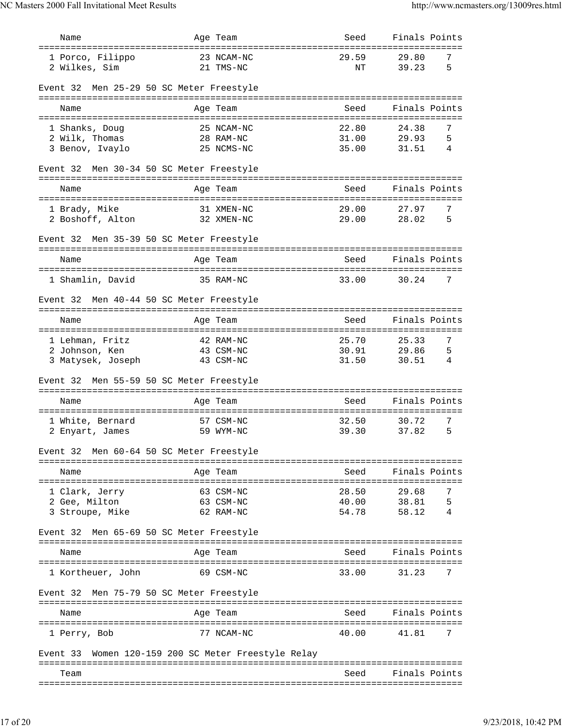| Name | Age | Team | Seed | Finals | Points |
|---|---|---|---|---|---|
| 1 Porco, Filippo | 23 | NCAM-NC | 29.59 | 29.80 | 7 |
| 2 Wilkes, Sim | 21 | TMS-NC | NT | 39.23 | 5 |

### Event 32 Men 25-29 50 SC Meter Freestyle

| Name | Age | Team | Seed | Finals | Points |
|---|---|---|---|---|---|
| 1 Shanks, Doug | 25 | NCAM-NC | 22.80 | 24.38 | 7 |
| 2 Wilk, Thomas | 28 | RAM-NC | 31.00 | 29.93 | 5 |
| 3 Benov, Ivaylo | 25 | NCMS-NC | 35.00 | 31.51 | 4 |

### Event 32 Men 30-34 50 SC Meter Freestyle

| Name | Age | Team | Seed | Finals | Points |
|---|---|---|---|---|---|
| 1 Brady, Mike | 31 | XMEN-NC | 29.00 | 27.97 | 7 |
| 2 Boshoff, Alton | 32 | XMEN-NC | 29.00 | 28.02 | 5 |

### Event 32 Men 35-39 50 SC Meter Freestyle

| Name | Age | Team | Seed | Finals | Points |
|---|---|---|---|---|---|
| 1 Shamlin, David | 35 | RAM-NC | 33.00 | 30.24 | 7 |

### Event 32 Men 40-44 50 SC Meter Freestyle

| Name | Age | Team | Seed | Finals | Points |
|---|---|---|---|---|---|
| 1 Lehman, Fritz | 42 | RAM-NC | 25.70 | 25.33 | 7 |
| 2 Johnson, Ken | 43 | CSM-NC | 30.91 | 29.86 | 5 |
| 3 Matysek, Joseph | 43 | CSM-NC | 31.50 | 30.51 | 4 |

### Event 32 Men 55-59 50 SC Meter Freestyle

| Name | Age | Team | Seed | Finals | Points |
|---|---|---|---|---|---|
| 1 White, Bernard | 57 | CSM-NC | 32.50 | 30.72 | 7 |
| 2 Enyart, James | 59 | WYM-NC | 39.30 | 37.82 | 5 |

### Event 32 Men 60-64 50 SC Meter Freestyle

| Name | Age | Team | Seed | Finals | Points |
|---|---|---|---|---|---|
| 1 Clark, Jerry | 63 | CSM-NC | 28.50 | 29.68 | 7 |
| 2 Gee, Milton | 63 | CSM-NC | 40.00 | 38.81 | 5 |
| 3 Stroupe, Mike | 62 | RAM-NC | 54.78 | 58.12 | 4 |

### Event 32 Men 65-69 50 SC Meter Freestyle

| Name | Age | Team | Seed | Finals | Points |
|---|---|---|---|---|---|
| 1 Kortheuer, John | 69 | CSM-NC | 33.00 | 31.23 | 7 |

### Event 32 Men 75-79 50 SC Meter Freestyle

| Name | Age | Team | Seed | Finals | Points |
|---|---|---|---|---|---|
| 1 Perry, Bob | 77 | NCAM-NC | 40.00 | 41.81 | 7 |

### Event 33 Women 120-159 200 SC Meter Freestyle Relay

| Team | Seed | Finals | Points |
|---|---|---|---|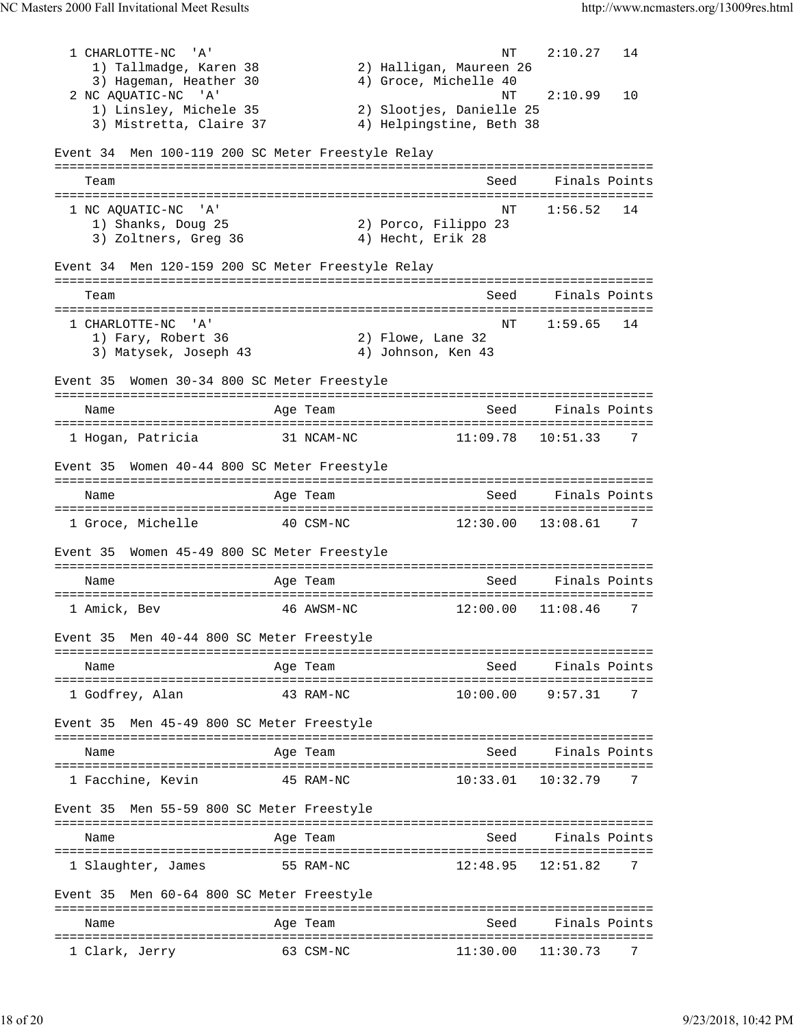| Team | Seed | Finals | Points |
|---|---|---|---|
| 1 CHARLOTTE-NC 'A' | NT | 2:10.27 | 14 |
| 1) Tallmadge, Karen 38; 2) Halligan, Maureen 26; 3) Hageman, Heather 30; 4) Groce, Michelle 40 | | | |
| 2 NC AQUATIC-NC 'A' | NT | 2:10.99 | 10 |
| 1) Linsley, Michele 35; 2) Slootjes, Danielle 25; 3) Mistretta, Claire 37; 4) Helpingstine, Beth 38 | | | |

## Event 34 Men 100-119 200 SC Meter Freestyle Relay

| Team | Seed | Finals | Points |
|---|---|---|---|
| 1 NC AQUATIC-NC 'A' | NT | 1:56.52 | 14 |
| 1) Shanks, Doug 25; 2) Porco, Filippo 23; 3) Zoltners, Greg 36; 4) Hecht, Erik 28 | | | |

## Event 34 Men 120-159 200 SC Meter Freestyle Relay

| Team | Seed | Finals | Points |
|---|---|---|---|
| 1 CHARLOTTE-NC 'A' | NT | 1:59.65 | 14 |
| 1) Fary, Robert 36; 2) Flowe, Lane 32; 3) Matysek, Joseph 43; 4) Johnson, Ken 43 | | | |

## Event 35 Women 30-34 800 SC Meter Freestyle

| Name | Age | Team | Seed | Finals | Points |
|---|---|---|---|---|---|
| 1 Hogan, Patricia | 31 | NCAM-NC | 11:09.78 | 10:51.33 | 7 |

## Event 35 Women 40-44 800 SC Meter Freestyle

| Name | Age | Team | Seed | Finals | Points |
|---|---|---|---|---|---|
| 1 Groce, Michelle | 40 | CSM-NC | 12:30.00 | 13:08.61 | 7 |

## Event 35 Women 45-49 800 SC Meter Freestyle

| Name | Age | Team | Seed | Finals | Points |
|---|---|---|---|---|---|
| 1 Amick, Bev | 46 | AWSM-NC | 12:00.00 | 11:08.46 | 7 |

## Event 35 Men 40-44 800 SC Meter Freestyle

| Name | Age | Team | Seed | Finals | Points |
|---|---|---|---|---|---|
| 1 Godfrey, Alan | 43 | RAM-NC | 10:00.00 | 9:57.31 | 7 |

## Event 35 Men 45-49 800 SC Meter Freestyle

| Name | Age | Team | Seed | Finals | Points |
|---|---|---|---|---|---|
| 1 Facchine, Kevin | 45 | RAM-NC | 10:33.01 | 10:32.79 | 7 |

## Event 35 Men 55-59 800 SC Meter Freestyle

| Name | Age | Team | Seed | Finals | Points |
|---|---|---|---|---|---|
| 1 Slaughter, James | 55 | RAM-NC | 12:48.95 | 12:51.82 | 7 |

## Event 35 Men 60-64 800 SC Meter Freestyle

| Name | Age | Team | Seed | Finals | Points |
|---|---|---|---|---|---|
| 1 Clark, Jerry | 63 | CSM-NC | 11:30.00 | 11:30.73 | 7 |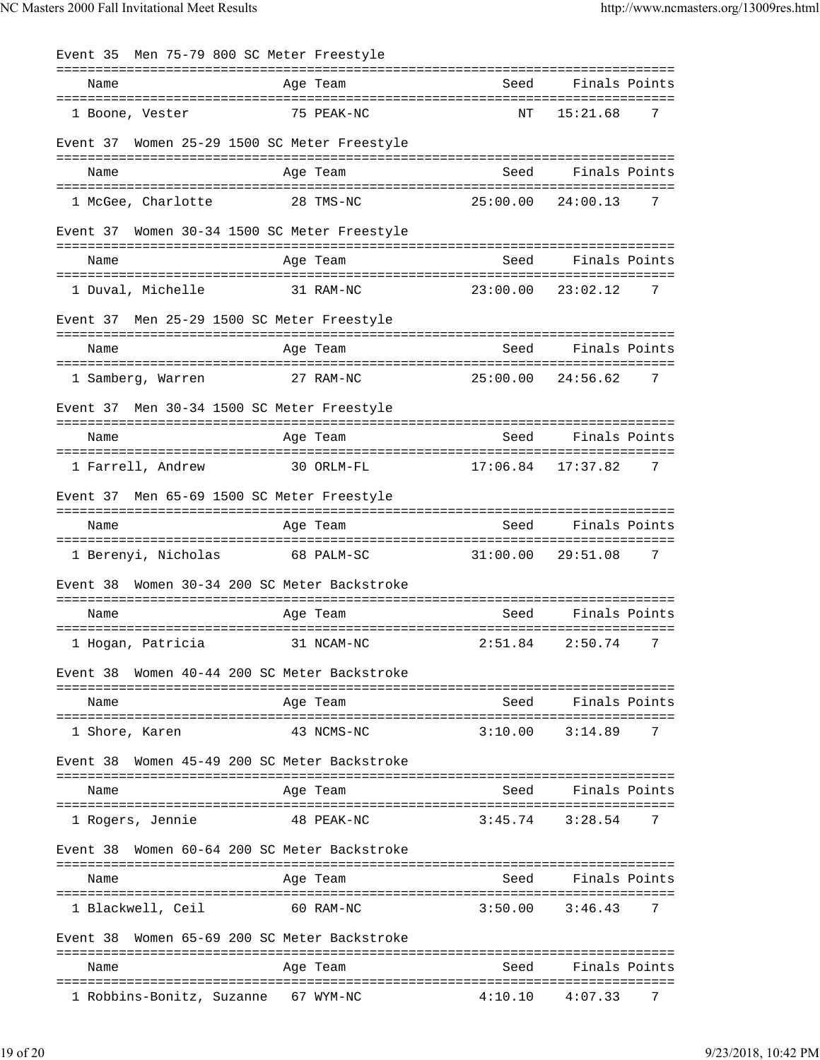### Event 35 Men 75-79 800 SC Meter Freestyle

| Name | Age | Team | Seed | Finals | Points |
|---|---|---|---|---|---|
| 1 Boone, Vester | 75 | PEAK-NC | NT | 15:21.68 | 7 |

### Event 37 Women 25-29 1500 SC Meter Freestyle

| Name | Age | Team | Seed | Finals | Points |
|---|---|---|---|---|---|
| 1 McGee, Charlotte | 28 | TMS-NC | 25:00.00 | 24:00.13 | 7 |

### Event 37 Women 30-34 1500 SC Meter Freestyle

| Name | Age | Team | Seed | Finals | Points |
|---|---|---|---|---|---|
| 1 Duval, Michelle | 31 | RAM-NC | 23:00.00 | 23:02.12 | 7 |

### Event 37 Men 25-29 1500 SC Meter Freestyle

| Name | Age | Team | Seed | Finals | Points |
|---|---|---|---|---|---|
| 1 Samberg, Warren | 27 | RAM-NC | 25:00.00 | 24:56.62 | 7 |

### Event 37 Men 30-34 1500 SC Meter Freestyle

| Name | Age | Team | Seed | Finals | Points |
|---|---|---|---|---|---|
| 1 Farrell, Andrew | 30 | ORLM-FL | 17:06.84 | 17:37.82 | 7 |

### Event 37 Men 65-69 1500 SC Meter Freestyle

| Name | Age | Team | Seed | Finals | Points |
|---|---|---|---|---|---|
| 1 Berenyi, Nicholas | 68 | PALM-SC | 31:00.00 | 29:51.08 | 7 |

### Event 38 Women 30-34 200 SC Meter Backstroke

| Name | Age | Team | Seed | Finals | Points |
|---|---|---|---|---|---|
| 1 Hogan, Patricia | 31 | NCAM-NC | 2:51.84 | 2:50.74 | 7 |

### Event 38 Women 40-44 200 SC Meter Backstroke

| Name | Age | Team | Seed | Finals | Points |
|---|---|---|---|---|---|
| 1 Shore, Karen | 43 | NCMS-NC | 3:10.00 | 3:14.89 | 7 |

### Event 38 Women 45-49 200 SC Meter Backstroke

| Name | Age | Team | Seed | Finals | Points |
|---|---|---|---|---|---|
| 1 Rogers, Jennie | 48 | PEAK-NC | 3:45.74 | 3:28.54 | 7 |

### Event 38 Women 60-64 200 SC Meter Backstroke

| Name | Age | Team | Seed | Finals | Points |
|---|---|---|---|---|---|
| 1 Blackwell, Ceil | 60 | RAM-NC | 3:50.00 | 3:46.43 | 7 |

### Event 38 Women 65-69 200 SC Meter Backstroke

| Name | Age | Team | Seed | Finals | Points |
|---|---|---|---|---|---|
| 1 Robbins-Bonitz, Suzanne | 67 | WYM-NC | 4:10.10 | 4:07.33 | 7 |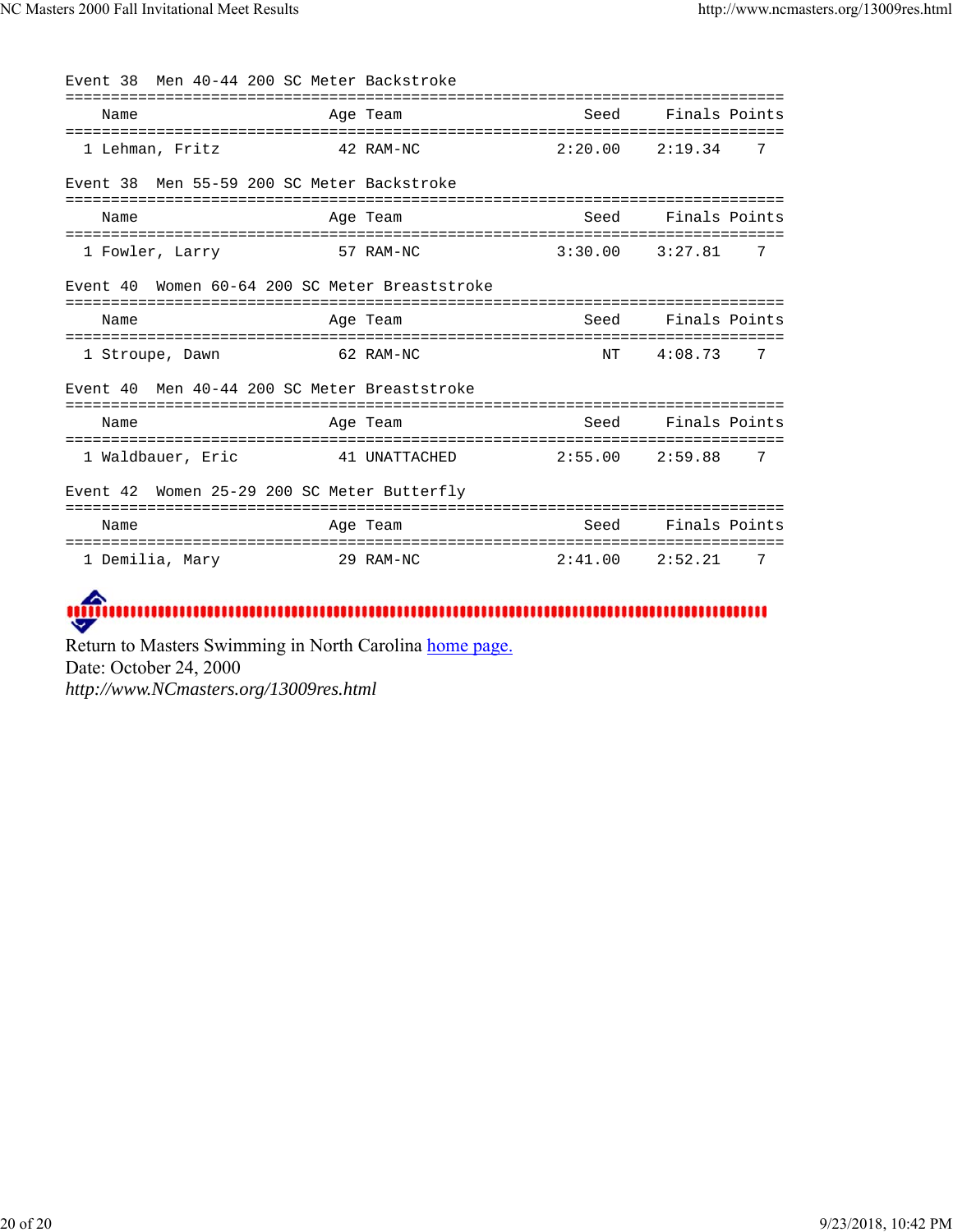Event 38  Men 40-44 200 SC Meter Backstroke

| | Name | Age | Team | Seed | Finals | Points |
|---|---|---|---|---|---|---|
| 1 | Lehman, Fritz | 42 | RAM-NC | 2:20.00 | 2:19.34 | 7 |

Event 38  Men 55-59 200 SC Meter Backstroke

| | Name | Age | Team | Seed | Finals | Points |
|---|---|---|---|---|---|---|
| 1 | Fowler, Larry | 57 | RAM-NC | 3:30.00 | 3:27.81 | 7 |

Event 40  Women 60-64 200 SC Meter Breaststroke

| | Name | Age | Team | Seed | Finals | Points |
|---|---|---|---|---|---|---|
| 1 | Stroupe, Dawn | 62 | RAM-NC | NT | 4:08.73 | 7 |

Event 40  Men 40-44 200 SC Meter Breaststroke

| | Name | Age | Team | Seed | Finals | Points |
|---|---|---|---|---|---|---|
| 1 | Waldbauer, Eric | 41 | UNATTACHED | 2:55.00 | 2:59.88 | 7 |

Event 42  Women 25-29 200 SC Meter Butterfly

| | Name | Age | Team | Seed | Finals | Points |
|---|---|---|---|---|---|---|
| 1 | Demilia, Mary | 29 | RAM-NC | 2:41.00 | 2:52.21 | 7 |

Return to Masters Swimming in North Carolina home page.
Date: October 24, 2000
*http://www.NCmasters.org/13009res.html*